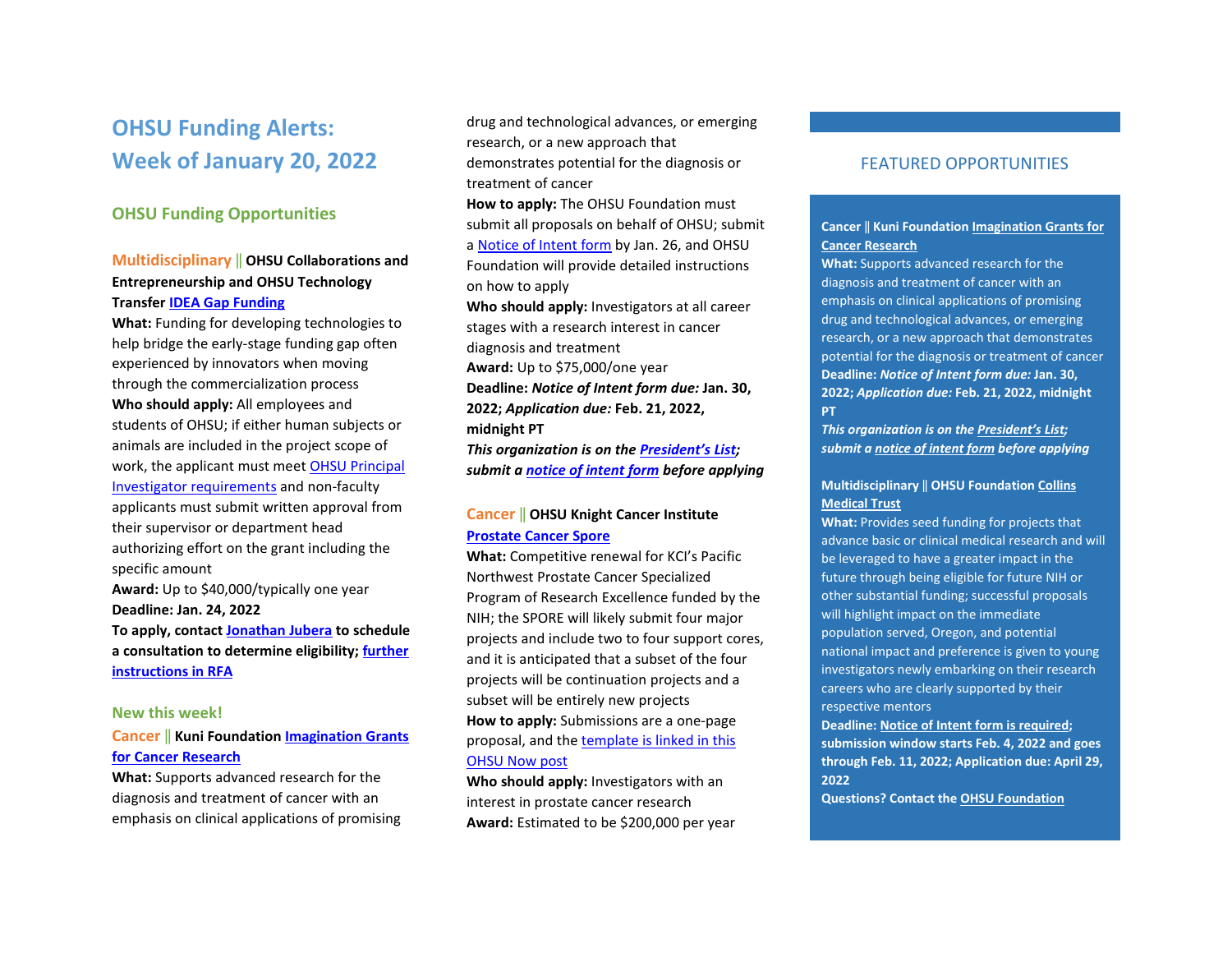# OHSU Funding Alerts: Week of January 20, 2022

## OHSU Funding Opportunities

### Multidisciplinary || OHSU Collaborations and Entrepreneurship and OHSU Technology Transfer IDEA Gap Funding

**What:** Funding for developing technologies to help bridge the early-stage funding gap often experienced by innovators when moving through the commercialization process
**Who should apply:** All employees and students of OHSU; if either human subjects or animals are included in the project scope of work, the applicant must meet OHSU Principal Investigator requirements and non-faculty applicants must submit written approval from their supervisor or department head authorizing effort on the grant including the specific amount
**Award:** Up to $40,000/typically one year
**Deadline: Jan. 24, 2022**
**To apply, contact Jonathan Jubera to schedule a consultation to determine eligibility; further instructions in RFA**

## New this week!

### Cancer || Kuni Foundation Imagination Grants for Cancer Research

**What:** Supports advanced research for the diagnosis and treatment of cancer with an emphasis on clinical applications of promising drug and technological advances, or emerging research, or a new approach that demonstrates potential for the diagnosis or treatment of cancer
**How to apply:** The OHSU Foundation must submit all proposals on behalf of OHSU; submit a Notice of Intent form by Jan. 26, and OHSU Foundation will provide detailed instructions on how to apply
**Who should apply:** Investigators at all career stages with a research interest in cancer diagnosis and treatment
**Award:** Up to $75,000/one year
**Deadline:** ***Notice of Intent form due:*** **Jan. 30, 2022;** ***Application due:*** **Feb. 21, 2022, midnight PT**
***This organization is on the President's List; submit a notice of intent form before applying***

### Cancer || OHSU Knight Cancer Institute Prostate Cancer Spore

**What:** Competitive renewal for KCI's Pacific Northwest Prostate Cancer Specialized Program of Research Excellence funded by the NIH; the SPORE will likely submit four major projects and include two to four support cores, and it is anticipated that a subset of the four projects will be continuation projects and a subset will be entirely new projects
**How to apply:** Submissions are a one-page proposal, and the template is linked in this OHSU Now post
**Who should apply:** Investigators with an interest in prostate cancer research
**Award:** Estimated to be $200,000 per year

## FEATURED OPPORTUNITIES

**Cancer || Kuni Foundation Imagination Grants for Cancer Research**
**What:** Supports advanced research for the diagnosis and treatment of cancer with an emphasis on clinical applications of promising drug and technological advances, or emerging research, or a new approach that demonstrates potential for the diagnosis or treatment of cancer
**Deadline:** ***Notice of Intent form due:*** **Jan. 30, 2022;** ***Application due:*** **Feb. 21, 2022, midnight PT**
***This organization is on the President's List; submit a notice of intent form before applying***

**Multidisciplinary || OHSU Foundation Collins Medical Trust**
**What:** Provides seed funding for projects that advance basic or clinical medical research and will be leveraged to have a greater impact in the future through being eligible for future NIH or other substantial funding; successful proposals will highlight impact on the immediate population served, Oregon, and potential national impact and preference is given to young investigators newly embarking on their research careers who are clearly supported by their respective mentors
**Deadline: Notice of Intent form is required; submission window starts Feb. 4, 2022 and goes through Feb. 11, 2022; Application due: April 29, 2022**
**Questions? Contact the OHSU Foundation**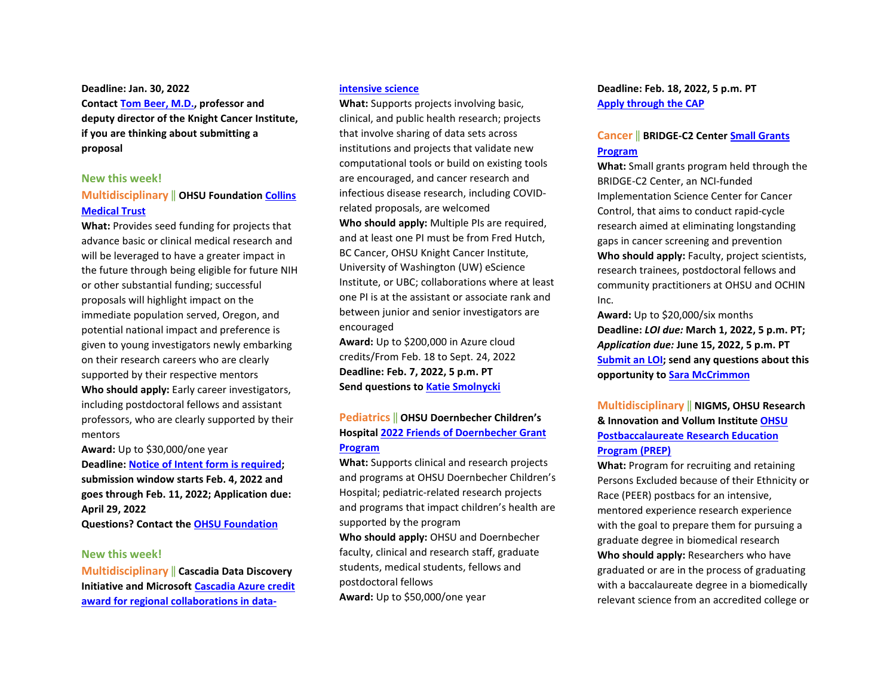**Deadline: Jan. 30, 2022**
**Contact Tom Beer, M.D., professor and deputy director of the Knight Cancer Institute, if you are thinking about submitting a proposal**

**New this week!**
**Multidisciplinary || OHSU Foundation Collins Medical Trust**
**What:** Provides seed funding for projects that advance basic or clinical medical research and will be leveraged to have a greater impact in the future through being eligible for future NIH or other substantial funding; successful proposals will highlight impact on the immediate population served, Oregon, and potential national impact and preference is given to young investigators newly embarking on their research careers who are clearly supported by their respective mentors
**Who should apply:** Early career investigators, including postdoctoral fellows and assistant professors, who are clearly supported by their mentors
**Award:** Up to $30,000/one year
**Deadline: Notice of Intent form is required; submission window starts Feb. 4, 2022 and goes through Feb. 11, 2022; Application due: April 29, 2022**
**Questions? Contact the OHSU Foundation**

**New this week!**
**Multidisciplinary || Cascadia Data Discovery Initiative and Microsoft Cascadia Azure credit award for regional collaborations in data-intensive science**
**What:** Supports projects involving basic, clinical, and public health research; projects that involve sharing of data sets across institutions and projects that validate new computational tools or build on existing tools are encouraged, and cancer research and infectious disease research, including COVID-related proposals, are welcomed
**Who should apply:** Multiple PIs are required, and at least one PI must be from Fred Hutch, BC Cancer, OHSU Knight Cancer Institute, University of Washington (UW) eScience Institute, or UBC; collaborations where at least one PI is at the assistant or associate rank and between junior and senior investigators are encouraged
**Award:** Up to $200,000 in Azure cloud credits/From Feb. 18 to Sept. 24, 2022
**Deadline: Feb. 7, 2022, 5 p.m. PT**
**Send questions to Katie Smolnycki**

**Pediatrics || OHSU Doernbecher Children's Hospital 2022 Friends of Doernbecher Grant Program**
**What:** Supports clinical and research projects and programs at OHSU Doernbecher Children's Hospital; pediatric-related research projects and programs that impact children's health are supported by the program
**Who should apply:** OHSU and Doernbecher faculty, clinical and research staff, graduate students, medical students, fellows and postdoctoral fellows
**Award:** Up to $50,000/one year
**Deadline: Feb. 18, 2022, 5 p.m. PT**
**Apply through the CAP**

**Cancer || BRIDGE-C2 Center Small Grants Program**
**What:** Small grants program held through the BRIDGE-C2 Center, an NCI-funded Implementation Science Center for Cancer Control, that aims to conduct rapid-cycle research aimed at eliminating longstanding gaps in cancer screening and prevention
**Who should apply:** Faculty, project scientists, research trainees, postdoctoral fellows and community practitioners at OHSU and OCHIN Inc.
**Award:** Up to $20,000/six months
**Deadline: *LOI due:* March 1, 2022, 5 p.m. PT; *Application due:* June 15, 2022, 5 p.m. PT**
**Submit an LOI; send any questions about this opportunity to Sara McCrimmon**

**Multidisciplinary || NIGMS, OHSU Research & Innovation and Vollum Institute OHSU Postbaccalaureate Research Education Program (PREP)**
**What:** Program for recruiting and retaining Persons Excluded because of their Ethnicity or Race (PEER) postbacs for an intensive, mentored experience research experience with the goal to prepare them for pursuing a graduate degree in biomedical research
**Who should apply:** Researchers who have graduated or are in the process of graduating with a baccalaureate degree in a biomedically relevant science from an accredited college or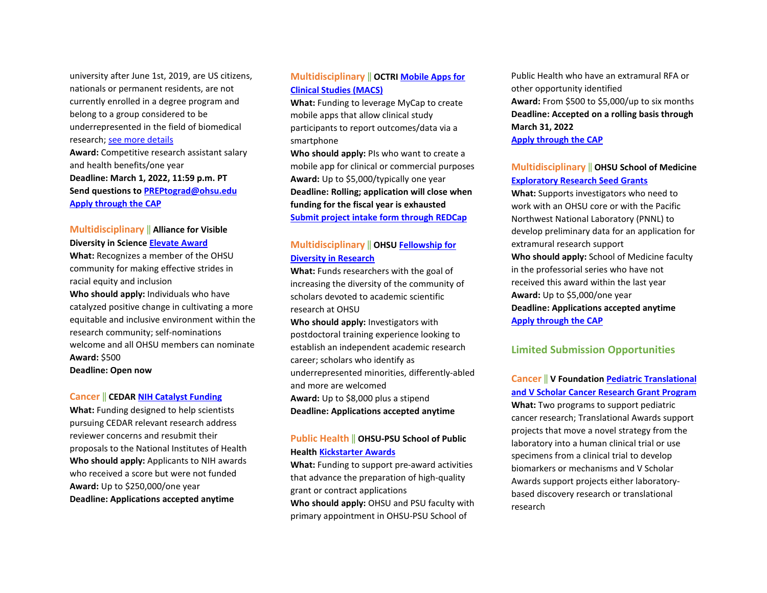university after June 1st, 2019, are US citizens, nationals or permanent residents, are not currently enrolled in a degree program and belong to a group considered to be underrepresented in the field of biomedical research; see more details

**Award:** Competitive research assistant salary and health benefits/one year

**Deadline: March 1, 2022, 11:59 p.m. PT**

**Send questions to PREPtograd@ohsu.edu**

**Apply through the CAP**

### Multidisciplinary || Alliance for Visible Diversity in Science Elevate Award

**What:** Recognizes a member of the OHSU community for making effective strides in racial equity and inclusion

**Who should apply:** Individuals who have catalyzed positive change in cultivating a more equitable and inclusive environment within the research community; self-nominations welcome and all OHSU members can nominate

**Award:** $500

**Deadline: Open now**

### Cancer || CEDAR NIH Catalyst Funding

**What:** Funding designed to help scientists pursuing CEDAR relevant research address reviewer concerns and resubmit their proposals to the National Institutes of Health

**Who should apply:** Applicants to NIH awards who received a score but were not funded

**Award:** Up to $250,000/one year

**Deadline: Applications accepted anytime**

### Multidisciplinary || OCTRI Mobile Apps for Clinical Studies (MACS)

**What:** Funding to leverage MyCap to create mobile apps that allow clinical study participants to report outcomes/data via a smartphone

**Who should apply:** PIs who want to create a mobile app for clinical or commercial purposes

**Award:** Up to $5,000/typically one year

**Deadline: Rolling; application will close when funding for the fiscal year is exhausted**

**Submit project intake form through REDCap**

### Multidisciplinary || OHSU Fellowship for Diversity in Research

**What:** Funds researchers with the goal of increasing the diversity of the community of scholars devoted to academic scientific research at OHSU

**Who should apply:** Investigators with postdoctoral training experience looking to establish an independent academic research career; scholars who identify as underrepresented minorities, differently-abled and more are welcomed

**Award:** Up to $8,000 plus a stipend

**Deadline: Applications accepted anytime**

### Public Health || OHSU-PSU School of Public Health Kickstarter Awards

**What:** Funding to support pre-award activities that advance the preparation of high-quality grant or contract applications

**Who should apply:** OHSU and PSU faculty with primary appointment in OHSU-PSU School of Public Health who have an extramural RFA or other opportunity identified

**Award:** From $500 to $5,000/up to six months

**Deadline: Accepted on a rolling basis through March 31, 2022**

**Apply through the CAP**

### Multidisciplinary || OHSU School of Medicine Exploratory Research Seed Grants

**What:** Supports investigators who need to work with an OHSU core or with the Pacific Northwest National Laboratory (PNNL) to develop preliminary data for an application for extramural research support

**Who should apply:** School of Medicine faculty in the professorial series who have not received this award within the last year

**Award:** Up to $5,000/one year

**Deadline: Applications accepted anytime**

**Apply through the CAP**

## Limited Submission Opportunities

### Cancer || V Foundation Pediatric Translational and V Scholar Cancer Research Grant Program

**What:** Two programs to support pediatric cancer research; Translational Awards support projects that move a novel strategy from the laboratory into a human clinical trial or use specimens from a clinical trial to develop biomarkers or mechanisms and V Scholar Awards support projects either laboratory-based discovery research or translational research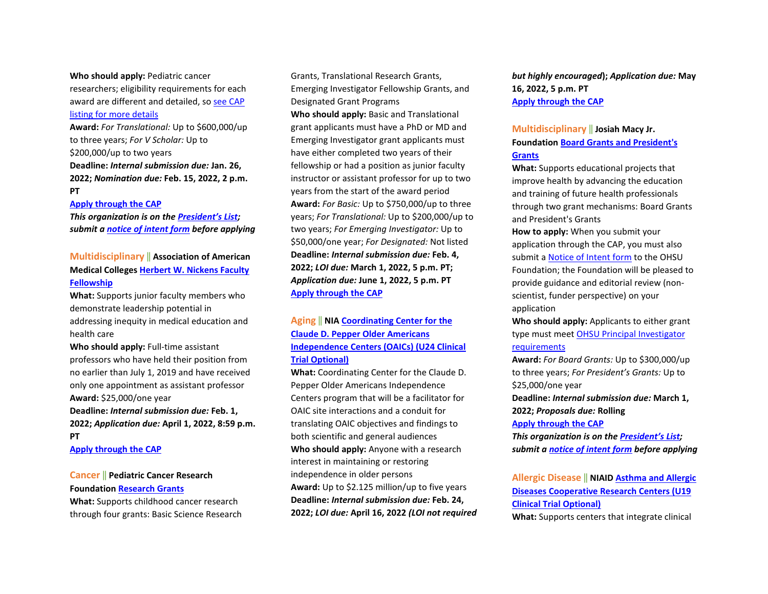**Who should apply:** Pediatric cancer researchers; eligibility requirements for each award are different and detailed, so see CAP listing for more details
**Award:** *For Translational:* Up to $600,000/up to three years; *For V Scholar:* Up to $200,000/up to two years
**Deadline:** ***Internal submission due:*** **Jan. 26, 2022;** ***Nomination due:*** **Feb. 15, 2022, 2 p.m. PT**
**Apply through the CAP**
***This organization is on the President's List; submit a notice of intent form before applying***

**Multidisciplinary || Association of American Medical Colleges Herbert W. Nickens Faculty Fellowship**
**What:** Supports junior faculty members who demonstrate leadership potential in addressing inequity in medical education and health care
**Who should apply:** Full-time assistant professors who have held their position from no earlier than July 1, 2019 and have received only one appointment as assistant professor
**Award:** $25,000/one year
**Deadline:** ***Internal submission due:*** **Feb. 1, 2022;** ***Application due:*** **April 1, 2022, 8:59 p.m. PT**
**Apply through the CAP**

**Cancer || Pediatric Cancer Research Foundation Research Grants**
**What:** Supports childhood cancer research through four grants: Basic Science Research Grants, Translational Research Grants, Emerging Investigator Fellowship Grants, and Designated Grant Programs
**Who should apply:** Basic and Translational grant applicants must have a PhD or MD and Emerging Investigator grant applicants must have either completed two years of their fellowship or had a position as junior faculty instructor or assistant professor for up to two years from the start of the award period
**Award:** *For Basic:* Up to $750,000/up to three years; *For Translational:* Up to $200,000/up to two years; *For Emerging Investigator:* Up to $50,000/one year; *For Designated:* Not listed
**Deadline:** ***Internal submission due:*** **Feb. 4, 2022;** ***LOI due:*** **March 1, 2022, 5 p.m. PT;** ***Application due:*** **June 1, 2022, 5 p.m. PT**
**Apply through the CAP**

**Aging || NIA Coordinating Center for the Claude D. Pepper Older Americans Independence Centers (OAICs) (U24 Clinical Trial Optional)**
**What:** Coordinating Center for the Claude D. Pepper Older Americans Independence Centers program that will be a facilitator for OAIC site interactions and a conduit for translating OAIC objectives and findings to both scientific and general audiences
**Who should apply:** Anyone with a research interest in maintaining or restoring independence in older persons
**Award:** Up to $2.125 million/up to five years
**Deadline:** ***Internal submission due:*** **Feb. 24, 2022;** ***LOI due:*** **April 16, 2022** ***(LOI not required but highly encouraged)*****;** ***Application due:*** **May 16, 2022, 5 p.m. PT**
**Apply through the CAP**

**Multidisciplinary || Josiah Macy Jr. Foundation Board Grants and President's Grants**
**What:** Supports educational projects that improve health by advancing the education and training of future health professionals through two grant mechanisms: Board Grants and President's Grants
**How to apply:** When you submit your application through the CAP, you must also submit a Notice of Intent form to the OHSU Foundation; the Foundation will be pleased to provide guidance and editorial review (non-scientist, funder perspective) on your application
**Who should apply:** Applicants to either grant type must meet OHSU Principal Investigator requirements
**Award:** *For Board Grants:* Up to $300,000/up to three years; *For President's Grants:* Up to $25,000/one year
**Deadline:** ***Internal submission due:*** **March 1, 2022;** ***Proposals due:*** **Rolling**
**Apply through the CAP**
***This organization is on the President's List; submit a notice of intent form before applying***

**Allergic Disease || NIAID Asthma and Allergic Diseases Cooperative Research Centers (U19 Clinical Trial Optional)**
**What:** Supports centers that integrate clinical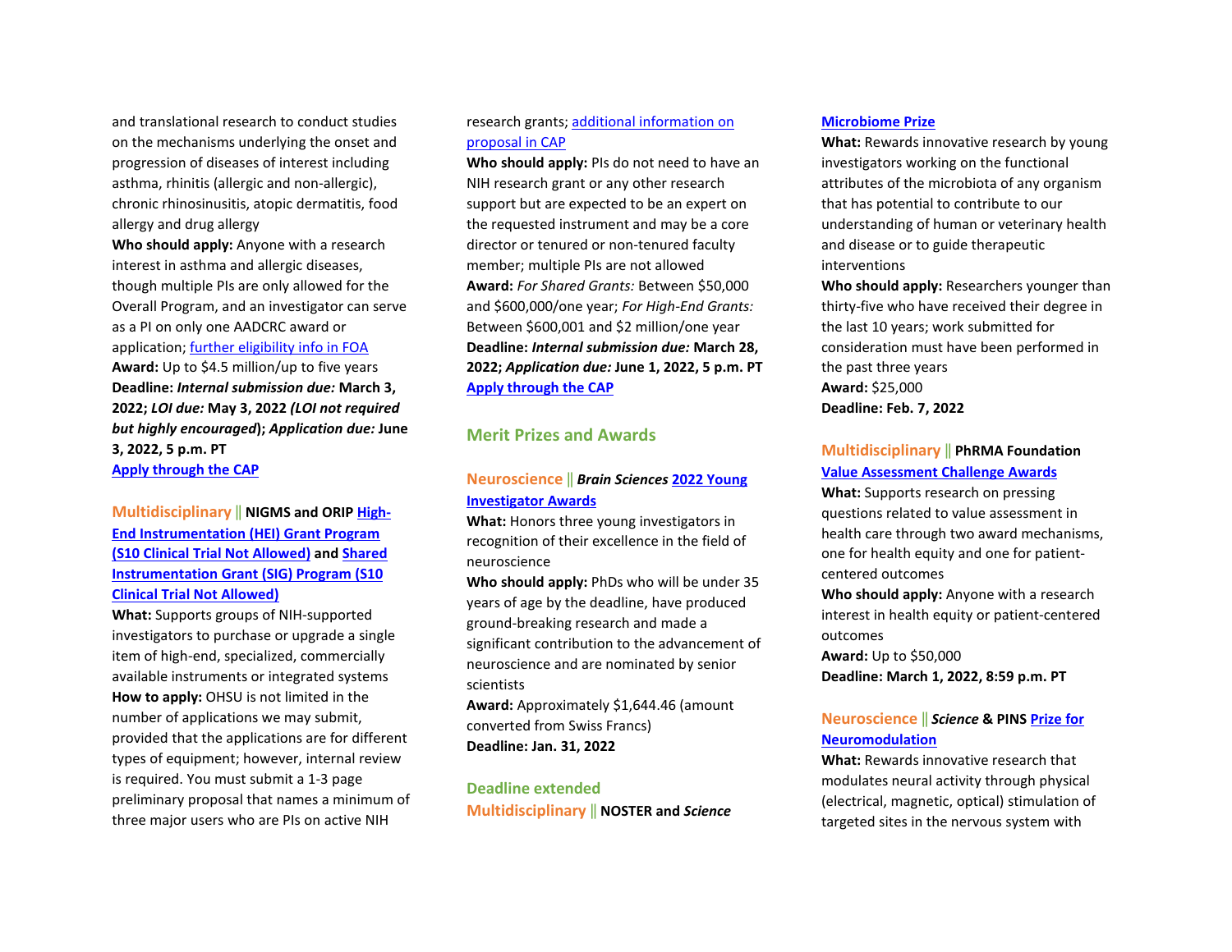and translational research to conduct studies on the mechanisms underlying the onset and progression of diseases of interest including asthma, rhinitis (allergic and non-allergic), chronic rhinosinusitis, atopic dermatitis, food allergy and drug allergy

**Who should apply:** Anyone with a research interest in asthma and allergic diseases, though multiple PIs are only allowed for the Overall Program, and an investigator can serve as a PI on only one AADCRC award or application; further eligibility info in FOA

**Award:** Up to $4.5 million/up to five years

**Deadline:** ***Internal submission due:*** **March 3, 2022;** ***LOI due:*** **May 3, 2022** ***(LOI not required but highly encouraged*****);** ***Application due:*** **June 3, 2022, 5 p.m. PT**

**Apply through the CAP**

### Multidisciplinary || NIGMS and ORIP High-End Instrumentation (HEI) Grant Program (S10 Clinical Trial Not Allowed) and Shared Instrumentation Grant (SIG) Program (S10 Clinical Trial Not Allowed)

**What:** Supports groups of NIH-supported investigators to purchase or upgrade a single item of high-end, specialized, commercially available instruments or integrated systems

**How to apply:** OHSU is not limited in the number of applications we may submit, provided that the applications are for different types of equipment; however, internal review is required. You must submit a 1-3 page preliminary proposal that names a minimum of three major users who are PIs on active NIH research grants; additional information on proposal in CAP

**Who should apply:** PIs do not need to have an NIH research grant or any other research support but are expected to be an expert on the requested instrument and may be a core director or tenured or non-tenured faculty member; multiple PIs are not allowed

**Award:** *For Shared Grants:* Between $50,000 and $600,000/one year; *For High-End Grants:* Between $600,001 and $2 million/one year

**Deadline:** ***Internal submission due:*** **March 28, 2022;** ***Application due:*** **June 1, 2022, 5 p.m. PT**

**Apply through the CAP**

## Merit Prizes and Awards

### Neuroscience || *Brain Sciences* 2022 Young Investigator Awards

**What:** Honors three young investigators in recognition of their excellence in the field of neuroscience

**Who should apply:** PhDs who will be under 35 years of age by the deadline, have produced ground-breaking research and made a significant contribution to the advancement of neuroscience and are nominated by senior scientists

**Award:** Approximately $1,644.46 (amount converted from Swiss Francs)

**Deadline: Jan. 31, 2022**

### Deadline extended
### Multidisciplinary || NOSTER and *Science* Microbiome Prize

**What:** Rewards innovative research by young investigators working on the functional attributes of the microbiota of any organism that has potential to contribute to our understanding of human or veterinary health and disease or to guide therapeutic interventions

**Who should apply:** Researchers younger than thirty-five who have received their degree in the last 10 years; work submitted for consideration must have been performed in the past three years

**Award:** $25,000

**Deadline: Feb. 7, 2022**

### Multidisciplinary || PhRMA Foundation Value Assessment Challenge Awards

**What:** Supports research on pressing questions related to value assessment in health care through two award mechanisms, one for health equity and one for patient-centered outcomes

**Who should apply:** Anyone with a research interest in health equity or patient-centered outcomes

**Award:** Up to $50,000

**Deadline: March 1, 2022, 8:59 p.m. PT**

### Neuroscience || *Science* & PINS Prize for Neuromodulation

**What:** Rewards innovative research that modulates neural activity through physical (electrical, magnetic, optical) stimulation of targeted sites in the nervous system with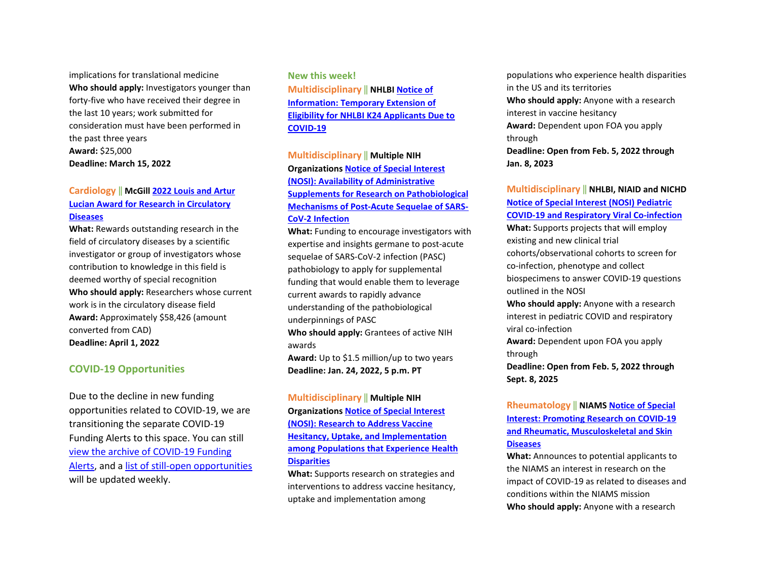implications for translational medicine
**Who should apply:** Investigators younger than forty-five who have received their degree in the last 10 years; work submitted for consideration must have been performed in the past three years
**Award:** $25,000
**Deadline: March 15, 2022**

**Cardiology || McGill 2022 Louis and Artur Lucian Award for Research in Circulatory Diseases**
**What:** Rewards outstanding research in the field of circulatory diseases by a scientific investigator or group of investigators whose contribution to knowledge in this field is deemed worthy of special recognition
**Who should apply:** Researchers whose current work is in the circulatory disease field
**Award:** Approximately $58,426 (amount converted from CAD)
**Deadline: April 1, 2022**

## COVID-19 Opportunities

Due to the decline in new funding opportunities related to COVID-19, we are transitioning the separate COVID-19 Funding Alerts to this space. You can still view the archive of COVID-19 Funding Alerts, and a list of still-open opportunities will be updated weekly.

**New this week!**
**Multidisciplinary || NHLBI Notice of Information: Temporary Extension of Eligibility for NHLBI K24 Applicants Due to COVID-19**

**Multidisciplinary || Multiple NIH Organizations Notice of Special Interest (NOSI): Availability of Administrative Supplements for Research on Pathobiological Mechanisms of Post-Acute Sequelae of SARS-CoV-2 Infection**
**What:** Funding to encourage investigators with expertise and insights germane to post-acute sequelae of SARS-CoV-2 infection (PASC) pathobiology to apply for supplemental funding that would enable them to leverage current awards to rapidly advance understanding of the pathobiological underpinnings of PASC
**Who should apply:** Grantees of active NIH awards
**Award:** Up to $1.5 million/up to two years
**Deadline: Jan. 24, 2022, 5 p.m. PT**

**Multidisciplinary || Multiple NIH Organizations Notice of Special Interest (NOSI): Research to Address Vaccine Hesitancy, Uptake, and Implementation among Populations that Experience Health Disparities**
**What:** Supports research on strategies and interventions to address vaccine hesitancy, uptake and implementation among populations who experience health disparities in the US and its territories
**Who should apply:** Anyone with a research interest in vaccine hesitancy
**Award:** Dependent upon FOA you apply through
**Deadline: Open from Feb. 5, 2022 through Jan. 8, 2023**

**Multidisciplinary || NHLBI, NIAID and NICHD Notice of Special Interest (NOSI) Pediatric COVID-19 and Respiratory Viral Co-infection**
**What:** Supports projects that will employ existing and new clinical trial cohorts/observational cohorts to screen for co-infection, phenotype and collect biospecimens to answer COVID-19 questions outlined in the NOSI
**Who should apply:** Anyone with a research interest in pediatric COVID and respiratory viral co-infection
**Award:** Dependent upon FOA you apply through
**Deadline: Open from Feb. 5, 2022 through Sept. 8, 2025**

**Rheumatology || NIAMS Notice of Special Interest: Promoting Research on COVID-19 and Rheumatic, Musculoskeletal and Skin Diseases**
**What:** Announces to potential applicants to the NIAMS an interest in research on the impact of COVID-19 as related to diseases and conditions within the NIAMS mission
**Who should apply:** Anyone with a research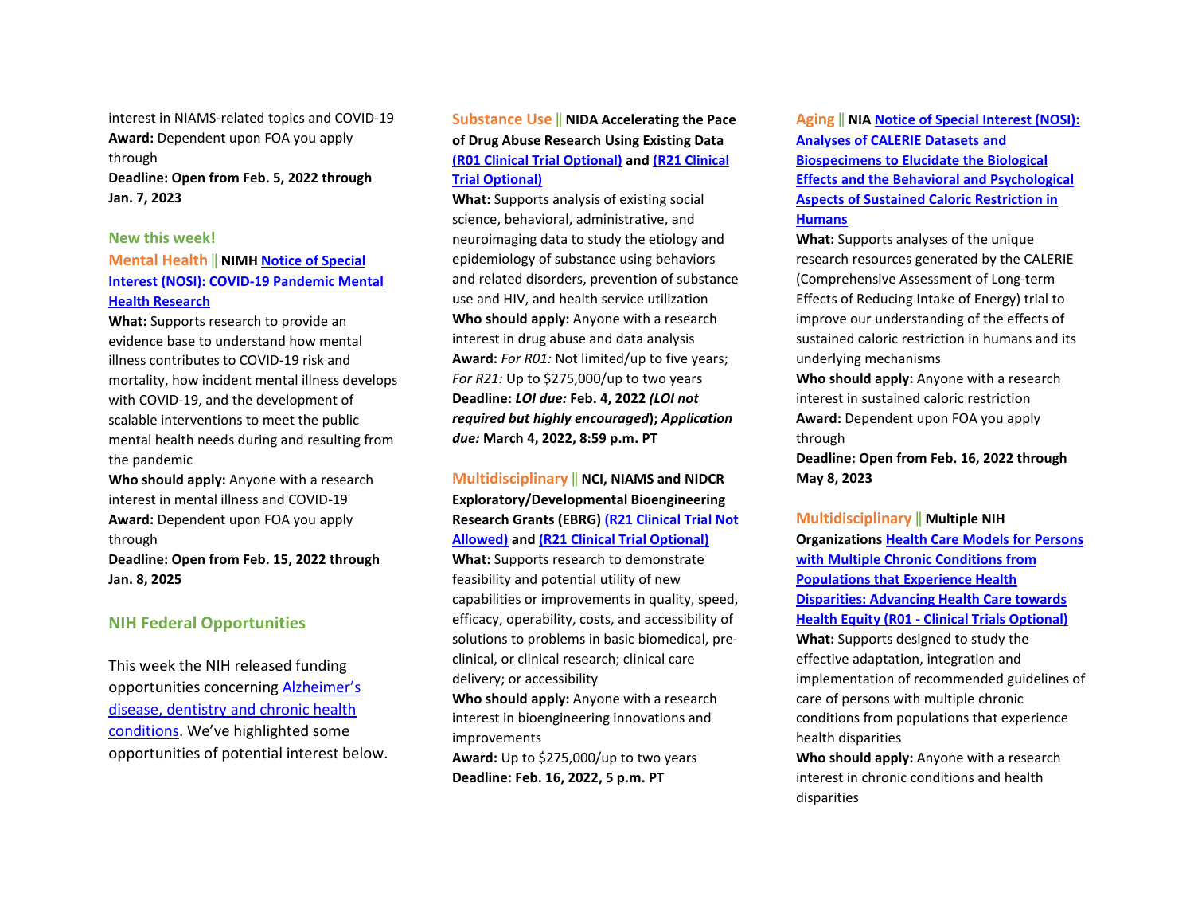interest in NIAMS-related topics and COVID-19
**Award:** Dependent upon FOA you apply through
**Deadline: Open from Feb. 5, 2022 through Jan. 7, 2023**

**New this week!**

**Mental Health || NIMH Notice of Special Interest (NOSI): COVID-19 Pandemic Mental Health Research**
**What:** Supports research to provide an evidence base to understand how mental illness contributes to COVID-19 risk and mortality, how incident mental illness develops with COVID-19, and the development of scalable interventions to meet the public mental health needs during and resulting from the pandemic
**Who should apply:** Anyone with a research interest in mental illness and COVID-19
**Award:** Dependent upon FOA you apply through
**Deadline: Open from Feb. 15, 2022 through Jan. 8, 2025**

## NIH Federal Opportunities

This week the NIH released funding opportunities concerning Alzheimer's disease, dentistry and chronic health conditions. We've highlighted some opportunities of potential interest below.

**Substance Use || NIDA Accelerating the Pace of Drug Abuse Research Using Existing Data (R01 Clinical Trial Optional) and (R21 Clinical Trial Optional)**
**What:** Supports analysis of existing social science, behavioral, administrative, and neuroimaging data to study the etiology and epidemiology of substance using behaviors and related disorders, prevention of substance use and HIV, and health service utilization
**Who should apply:** Anyone with a research interest in drug abuse and data analysis
**Award:** *For R01:* Not limited/up to five years; *For R21:* Up to $275,000/up to two years
**Deadline:** ***LOI due:*** **Feb. 4, 2022** ***(LOI not required but highly encouraged)*****;** ***Application due:*** **March 4, 2022, 8:59 p.m. PT**

**Multidisciplinary || NCI, NIAMS and NIDCR Exploratory/Developmental Bioengineering Research Grants (EBRG) (R21 Clinical Trial Not Allowed) and (R21 Clinical Trial Optional)**
**What:** Supports research to demonstrate feasibility and potential utility of new capabilities or improvements in quality, speed, efficacy, operability, costs, and accessibility of solutions to problems in basic biomedical, pre-clinical, or clinical research; clinical care delivery; or accessibility
**Who should apply:** Anyone with a research interest in bioengineering innovations and improvements
**Award:** Up to $275,000/up to two years
**Deadline: Feb. 16, 2022, 5 p.m. PT**

**Aging || NIA Notice of Special Interest (NOSI): Analyses of CALERIE Datasets and Biospecimens to Elucidate the Biological Effects and the Behavioral and Psychological Aspects of Sustained Caloric Restriction in Humans**
**What:** Supports analyses of the unique research resources generated by the CALERIE (Comprehensive Assessment of Long-term Effects of Reducing Intake of Energy) trial to improve our understanding of the effects of sustained caloric restriction in humans and its underlying mechanisms
**Who should apply:** Anyone with a research interest in sustained caloric restriction
**Award:** Dependent upon FOA you apply through
**Deadline: Open from Feb. 16, 2022 through May 8, 2023**

**Multidisciplinary || Multiple NIH Organizations Health Care Models for Persons with Multiple Chronic Conditions from Populations that Experience Health Disparities: Advancing Health Care towards Health Equity (R01 - Clinical Trials Optional)**
**What:** Supports designed to study the effective adaptation, integration and implementation of recommended guidelines of care of persons with multiple chronic conditions from populations that experience health disparities
**Who should apply:** Anyone with a research interest in chronic conditions and health disparities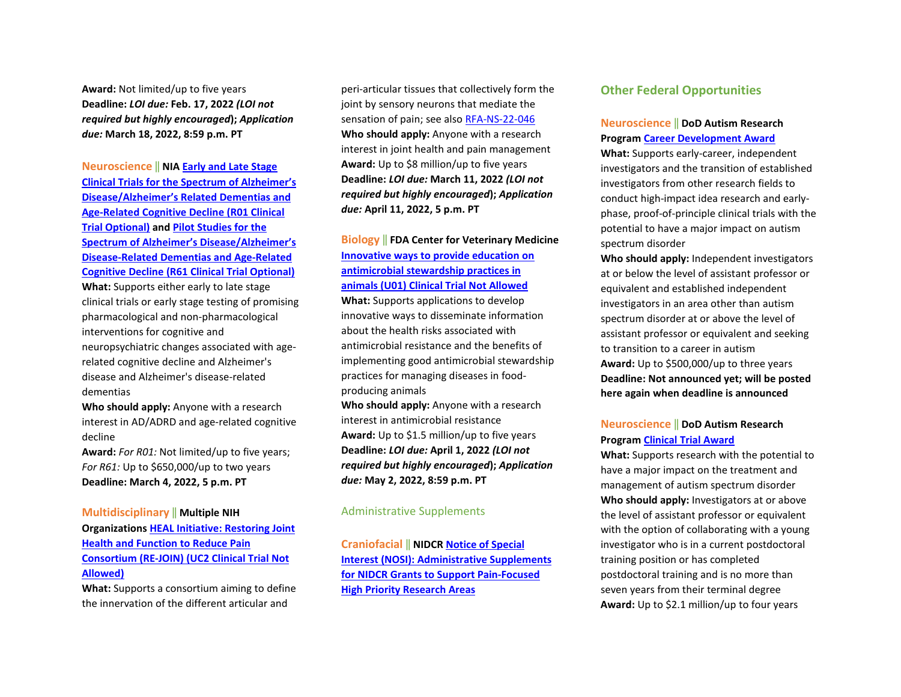**Award:** Not limited/up to five years
**Deadline:** ***LOI due:*** **Feb. 17, 2022** ***(LOI not required but highly encouraged*****);** ***Application due:*** **March 18, 2022, 8:59 p.m. PT**

**Neuroscience || NIA Early and Late Stage Clinical Trials for the Spectrum of Alzheimer's Disease/Alzheimer's Related Dementias and Age-Related Cognitive Decline (R01 Clinical Trial Optional) and Pilot Studies for the Spectrum of Alzheimer's Disease/Alzheimer's Disease-Related Dementias and Age-Related Cognitive Decline (R61 Clinical Trial Optional)**
**What:** Supports either early to late stage clinical trials or early stage testing of promising pharmacological and non-pharmacological interventions for cognitive and neuropsychiatric changes associated with age-related cognitive decline and Alzheimer's disease and Alzheimer's disease-related dementias
**Who should apply:** Anyone with a research interest in AD/ADRD and age-related cognitive decline
**Award:** *For R01:* Not limited/up to five years; *For R61:* Up to $650,000/up to two years
**Deadline: March 4, 2022, 5 p.m. PT**

**Multidisciplinary || Multiple NIH Organizations HEAL Initiative: Restoring Joint Health and Function to Reduce Pain Consortium (RE-JOIN) (UC2 Clinical Trial Not Allowed)**
**What:** Supports a consortium aiming to define the innervation of the different articular and peri-articular tissues that collectively form the joint by sensory neurons that mediate the sensation of pain; see also RFA-NS-22-046
**Who should apply:** Anyone with a research interest in joint health and pain management
**Award:** Up to $8 million/up to five years
**Deadline:** ***LOI due:*** **March 11, 2022** ***(LOI not required but highly encouraged*****);** ***Application due:*** **April 11, 2022, 5 p.m. PT**

**Biology || FDA Center for Veterinary Medicine Innovative ways to provide education on antimicrobial stewardship practices in animals (U01) Clinical Trial Not Allowed**
**What:** Supports applications to develop innovative ways to disseminate information about the health risks associated with antimicrobial resistance and the benefits of implementing good antimicrobial stewardship practices for managing diseases in food-producing animals
**Who should apply:** Anyone with a research interest in antimicrobial resistance
**Award:** Up to $1.5 million/up to five years
**Deadline:** ***LOI due:*** **April 1, 2022** ***(LOI not required but highly encouraged*****);** ***Application due:*** **May 2, 2022, 8:59 p.m. PT**

## Administrative Supplements

**Craniofacial || NIDCR Notice of Special Interest (NOSI): Administrative Supplements for NIDCR Grants to Support Pain-Focused High Priority Research Areas**

## Other Federal Opportunities

**Neuroscience || DoD Autism Research Program Career Development Award**
**What:** Supports early-career, independent investigators and the transition of established investigators from other research fields to conduct high-impact idea research and early-phase, proof-of-principle clinical trials with the potential to have a major impact on autism spectrum disorder
**Who should apply:** Independent investigators at or below the level of assistant professor or equivalent and established independent investigators in an area other than autism spectrum disorder at or above the level of assistant professor or equivalent and seeking to transition to a career in autism
**Award:** Up to $500,000/up to three years
**Deadline: Not announced yet; will be posted here again when deadline is announced**

**Neuroscience || DoD Autism Research Program Clinical Trial Award**
**What:** Supports research with the potential to have a major impact on the treatment and management of autism spectrum disorder
**Who should apply:** Investigators at or above the level of assistant professor or equivalent with the option of collaborating with a young investigator who is in a current postdoctoral training position or has completed postdoctoral training and is no more than seven years from their terminal degree
**Award:** Up to $2.1 million/up to four years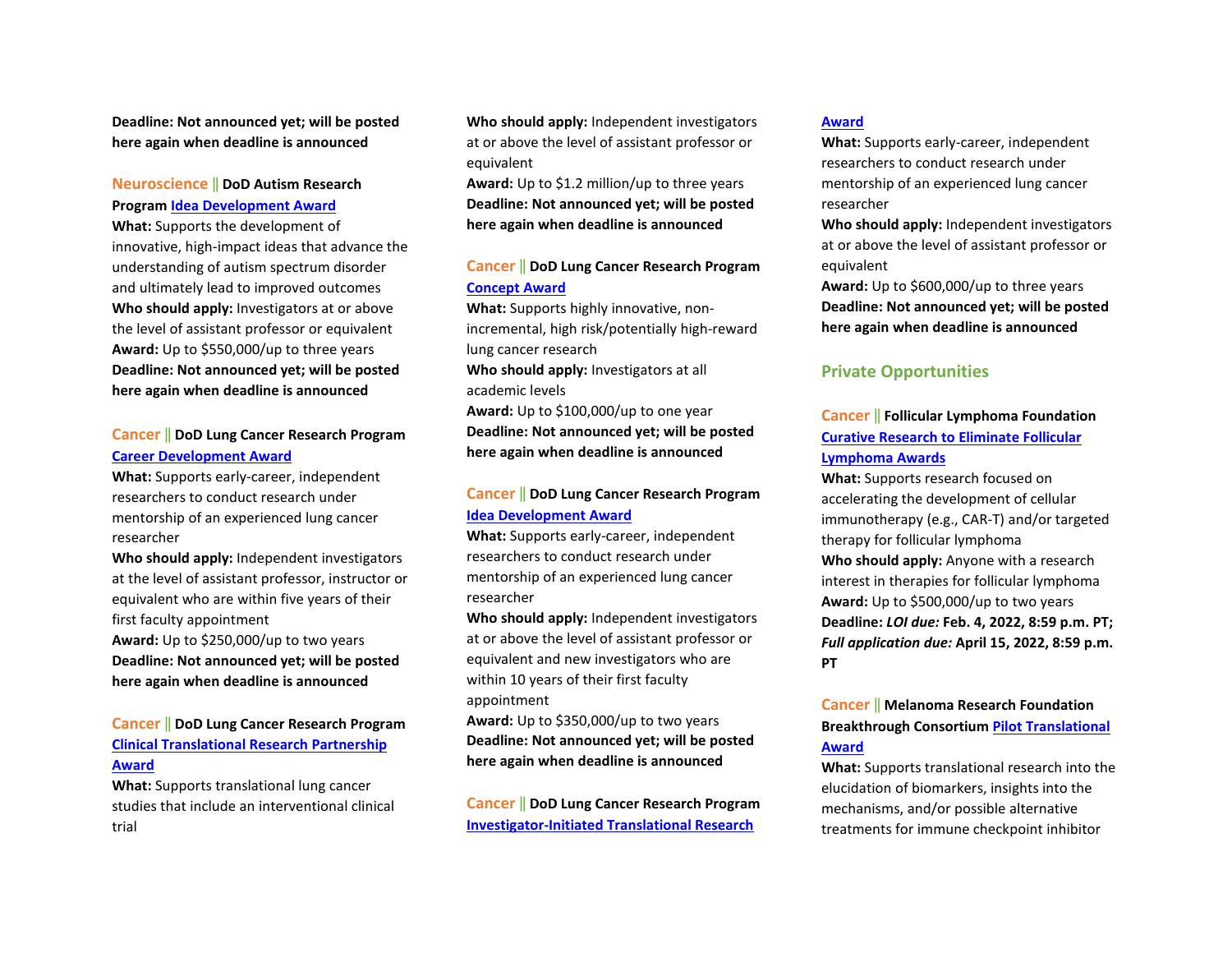**Deadline: Not announced yet; will be posted here again when deadline is announced**

**Neuroscience || DoD Autism Research Program Idea Development Award**
**What:** Supports the development of innovative, high-impact ideas that advance the understanding of autism spectrum disorder and ultimately lead to improved outcomes
**Who should apply:** Investigators at or above the level of assistant professor or equivalent
**Award:** Up to $550,000/up to three years
**Deadline: Not announced yet; will be posted here again when deadline is announced**

**Cancer || DoD Lung Cancer Research Program Career Development Award**
**What:** Supports early-career, independent researchers to conduct research under mentorship of an experienced lung cancer researcher
**Who should apply:** Independent investigators at the level of assistant professor, instructor or equivalent who are within five years of their first faculty appointment
**Award:** Up to $250,000/up to two years
**Deadline: Not announced yet; will be posted here again when deadline is announced**

**Cancer || DoD Lung Cancer Research Program Clinical Translational Research Partnership Award**
**What:** Supports translational lung cancer studies that include an interventional clinical trial
**Who should apply:** Independent investigators at or above the level of assistant professor or equivalent
**Award:** Up to $1.2 million/up to three years
**Deadline: Not announced yet; will be posted here again when deadline is announced**

**Cancer || DoD Lung Cancer Research Program Concept Award**
**What:** Supports highly innovative, non-incremental, high risk/potentially high-reward lung cancer research
**Who should apply:** Investigators at all academic levels
**Award:** Up to $100,000/up to one year
**Deadline: Not announced yet; will be posted here again when deadline is announced**

**Cancer || DoD Lung Cancer Research Program Idea Development Award**
**What:** Supports early-career, independent researchers to conduct research under mentorship of an experienced lung cancer researcher
**Who should apply:** Independent investigators at or above the level of assistant professor or equivalent and new investigators who are within 10 years of their first faculty appointment
**Award:** Up to $350,000/up to two years
**Deadline: Not announced yet; will be posted here again when deadline is announced**

**Cancer || DoD Lung Cancer Research Program Investigator-Initiated Translational Research Award**
**What:** Supports early-career, independent researchers to conduct research under mentorship of an experienced lung cancer researcher
**Who should apply:** Independent investigators at or above the level of assistant professor or equivalent
**Award:** Up to $600,000/up to three years
**Deadline: Not announced yet; will be posted here again when deadline is announced**

## Private Opportunities

**Cancer || Follicular Lymphoma Foundation Curative Research to Eliminate Follicular Lymphoma Awards**
**What:** Supports research focused on accelerating the development of cellular immunotherapy (e.g., CAR-T) and/or targeted therapy for follicular lymphoma
**Who should apply:** Anyone with a research interest in therapies for follicular lymphoma
**Award:** Up to $500,000/up to two years
**Deadline:** ***LOI due:* Feb. 4, 2022, 8:59 p.m. PT; *Full application due:* April 15, 2022, 8:59 p.m. PT**

**Cancer || Melanoma Research Foundation Breakthrough Consortium Pilot Translational Award**
**What:** Supports translational research into the elucidation of biomarkers, insights into the mechanisms, and/or possible alternative treatments for immune checkpoint inhibitor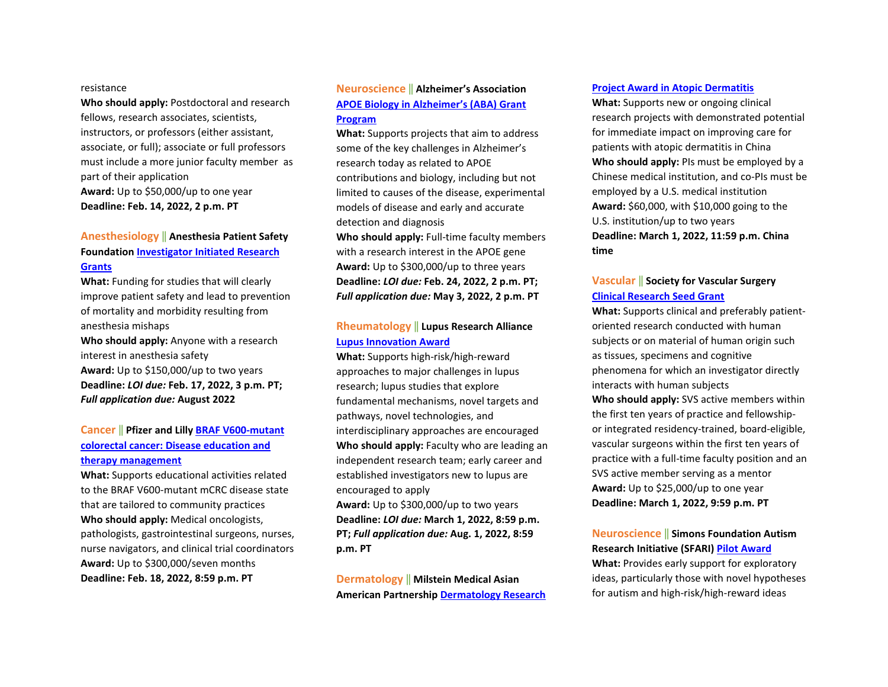resistance
**Who should apply:** Postdoctoral and research fellows, research associates, scientists, instructors, or professors (either assistant, associate, or full); associate or full professors must include a more junior faculty member as part of their application
**Award:** Up to $50,000/up to one year
**Deadline: Feb. 14, 2022, 2 p.m. PT**

**Anesthesiology || Anesthesia Patient Safety Foundation [Investigator Initiated Research Grants]()**
**What:** Funding for studies that will clearly improve patient safety and lead to prevention of mortality and morbidity resulting from anesthesia mishaps
**Who should apply:** Anyone with a research interest in anesthesia safety
**Award:** Up to $150,000/up to two years
**Deadline:** ***LOI due:*** **Feb. 17, 2022, 3 p.m. PT;** ***Full application due:*** **August 2022**

**Cancer || Pfizer and Lilly [BRAF V600-mutant colorectal cancer: Disease education and therapy management]()**
**What:** Supports educational activities related to the BRAF V600-mutant mCRC disease state that are tailored to community practices
**Who should apply:** Medical oncologists, pathologists, gastrointestinal surgeons, nurses, nurse navigators, and clinical trial coordinators
**Award:** Up to $300,000/seven months
**Deadline: Feb. 18, 2022, 8:59 p.m. PT**

**Neuroscience || Alzheimer's Association [APOE Biology in Alzheimer's (ABA) Grant Program]()**
**What:** Supports projects that aim to address some of the key challenges in Alzheimer's research today as related to APOE contributions and biology, including but not limited to causes of the disease, experimental models of disease and early and accurate detection and diagnosis
**Who should apply:** Full-time faculty members with a research interest in the APOE gene
**Award:** Up to $300,000/up to three years
**Deadline:** ***LOI due:*** **Feb. 24, 2022, 2 p.m. PT;** ***Full application due:*** **May 3, 2022, 2 p.m. PT**

**Rheumatology || Lupus Research Alliance [Lupus Innovation Award]()**
**What:** Supports high-risk/high-reward approaches to major challenges in lupus research; lupus studies that explore fundamental mechanisms, novel targets and pathways, novel technologies, and interdisciplinary approaches are encouraged
**Who should apply:** Faculty who are leading an independent research team; early career and established investigators new to lupus are encouraged to apply
**Award:** Up to $300,000/up to two years
**Deadline:** ***LOI due:*** **March 1, 2022, 8:59 p.m. PT;** ***Full application due:*** **Aug. 1, 2022, 8:59 p.m. PT**

**Dermatology || Milstein Medical Asian American Partnership [Dermatology Research Project Award in Atopic Dermatitis]()**
**What:** Supports new or ongoing clinical research projects with demonstrated potential for immediate impact on improving care for patients with atopic dermatitis in China
**Who should apply:** PIs must be employed by a Chinese medical institution, and co-PIs must be employed by a U.S. medical institution
**Award:** $60,000, with $10,000 going to the U.S. institution/up to two years
**Deadline: March 1, 2022, 11:59 p.m. China time**

**Vascular || Society for Vascular Surgery [Clinical Research Seed Grant]()**
**What:** Supports clinical and preferably patient-oriented research conducted with human subjects or on material of human origin such as tissues, specimens and cognitive phenomena for which an investigator directly interacts with human subjects
**Who should apply:** SVS active members within the first ten years of practice and fellowship- or integrated residency-trained, board-eligible, vascular surgeons within the first ten years of practice with a full-time faculty position and an SVS active member serving as a mentor
**Award:** Up to $25,000/up to one year
**Deadline: March 1, 2022, 9:59 p.m. PT**

**Neuroscience || Simons Foundation Autism Research Initiative (SFARI) [Pilot Award]()**
**What:** Provides early support for exploratory ideas, particularly those with novel hypotheses for autism and high-risk/high-reward ideas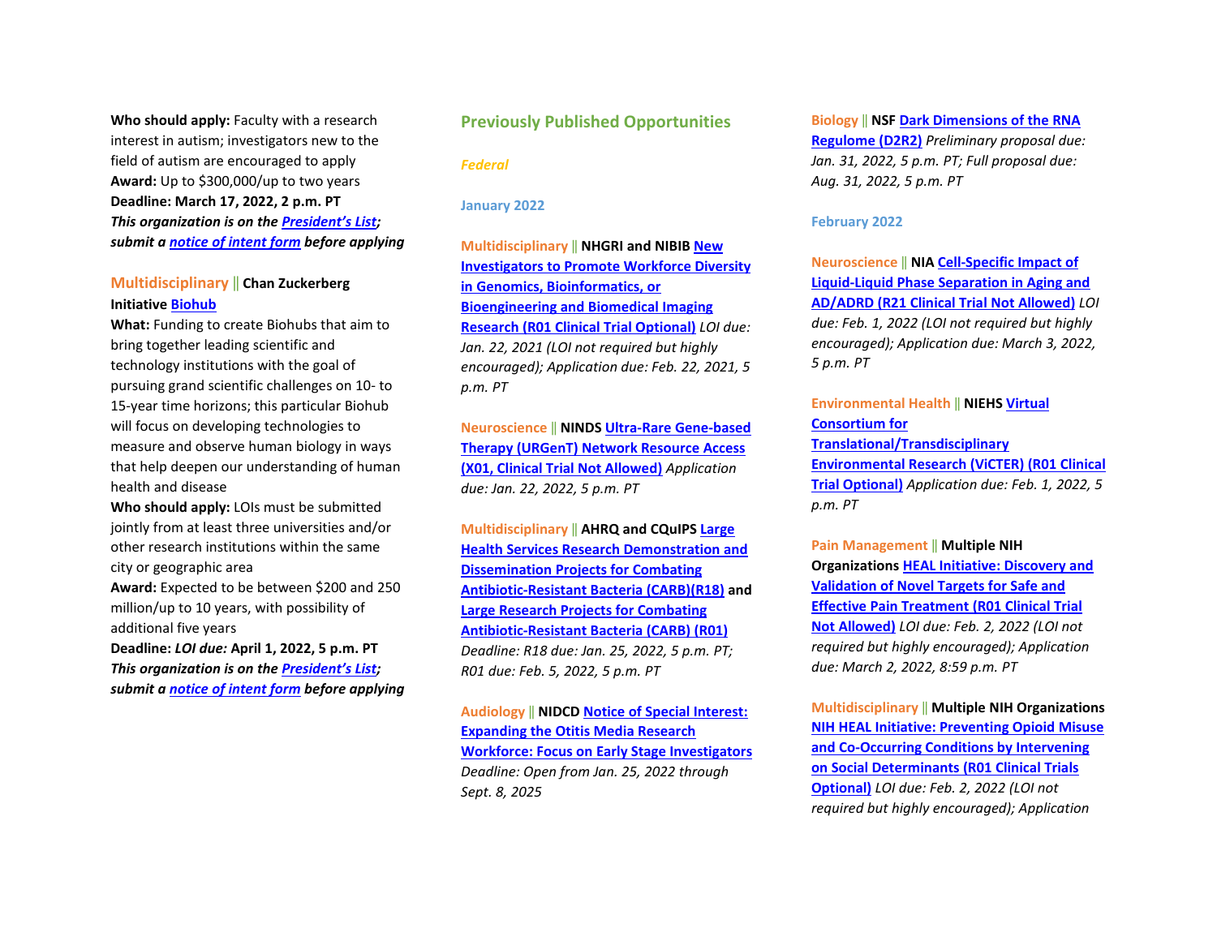**Who should apply:** Faculty with a research interest in autism; investigators new to the field of autism are encouraged to apply
**Award:** Up to $300,000/up to two years
**Deadline: March 17, 2022, 2 p.m. PT**
***This organization is on the President's List; submit a notice of intent form before applying***

Multidisciplinary || **Chan Zuckerberg Initiative** Biohub
**What:** Funding to create Biohubs that aim to bring together leading scientific and technology institutions with the goal of pursuing grand scientific challenges on 10- to 15-year time horizons; this particular Biohub will focus on developing technologies to measure and observe human biology in ways that help deepen our understanding of human health and disease
**Who should apply:** LOIs must be submitted jointly from at least three universities and/or other research institutions within the same city or geographic area
**Award:** Expected to be between $200 and 250 million/up to 10 years, with possibility of additional five years
**Deadline:** ***LOI due:*** **April 1, 2022, 5 p.m. PT**
***This organization is on the President's List; submit a notice of intent form before applying***

## Previously Published Opportunities

### *Federal*

#### January 2022

Multidisciplinary || **NHGRI and NIBIB** New Investigators to Promote Workforce Diversity in Genomics, Bioinformatics, or Bioengineering and Biomedical Imaging Research (R01 Clinical Trial Optional) *LOI due: Jan. 22, 2021 (LOI not required but highly encouraged); Application due: Feb. 22, 2021, 5 p.m. PT*

Neuroscience || **NINDS** Ultra-Rare Gene-based Therapy (URGenT) Network Resource Access (X01, Clinical Trial Not Allowed) *Application due: Jan. 22, 2022, 5 p.m. PT*

Multidisciplinary || **AHRQ and CQuIPS** Large Health Services Research Demonstration and Dissemination Projects for Combating Antibiotic-Resistant Bacteria (CARB)(R18) **and** Large Research Projects for Combating Antibiotic-Resistant Bacteria (CARB) (R01) *Deadline: R18 due: Jan. 25, 2022, 5 p.m. PT; R01 due: Feb. 5, 2022, 5 p.m. PT*

Audiology || **NIDCD** Notice of Special Interest: Expanding the Otitis Media Research Workforce: Focus on Early Stage Investigators *Deadline: Open from Jan. 25, 2022 through Sept. 8, 2025*

Biology || **NSF** Dark Dimensions of the RNA Regulome (D2R2) *Preliminary proposal due: Jan. 31, 2022, 5 p.m. PT; Full proposal due: Aug. 31, 2022, 5 p.m. PT*

#### February 2022

Neuroscience || **NIA** Cell-Specific Impact of Liquid-Liquid Phase Separation in Aging and AD/ADRD (R21 Clinical Trial Not Allowed) *LOI due: Feb. 1, 2022 (LOI not required but highly encouraged); Application due: March 3, 2022, 5 p.m. PT*

Environmental Health || **NIEHS** Virtual Consortium for Translational/Transdisciplinary Environmental Research (ViCTER) (R01 Clinical Trial Optional) *Application due: Feb. 1, 2022, 5 p.m. PT*

Pain Management || **Multiple NIH Organizations** HEAL Initiative: Discovery and Validation of Novel Targets for Safe and Effective Pain Treatment (R01 Clinical Trial Not Allowed) *LOI due: Feb. 2, 2022 (LOI not required but highly encouraged); Application due: March 2, 2022, 8:59 p.m. PT*

Multidisciplinary || **Multiple NIH Organizations** NIH HEAL Initiative: Preventing Opioid Misuse and Co-Occurring Conditions by Intervening on Social Determinants (R01 Clinical Trials Optional) *LOI due: Feb. 2, 2022 (LOI not required but highly encouraged); Application*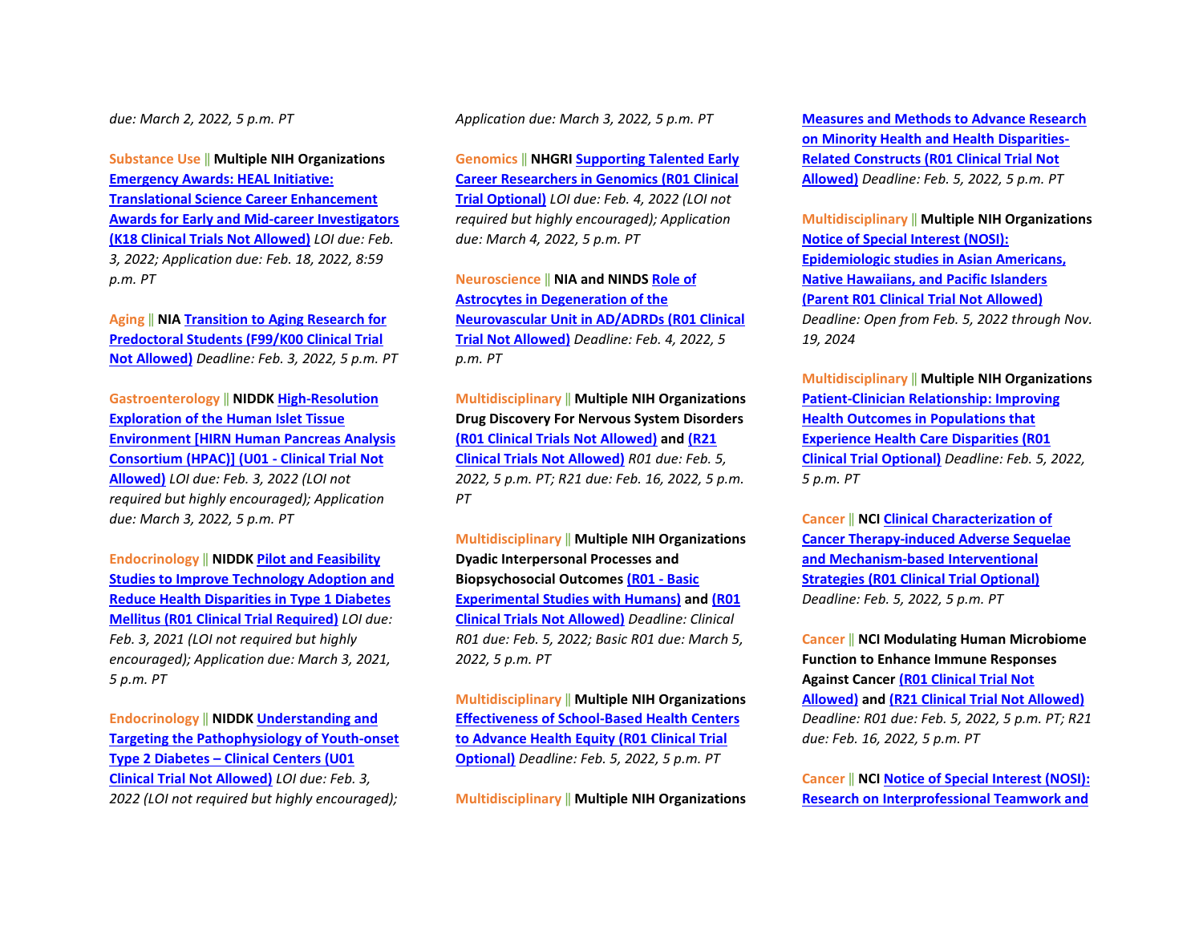*due: March 2, 2022, 5 p.m. PT*

Substance Use || **Multiple NIH Organizations** **Emergency Awards: HEAL Initiative: Translational Science Career Enhancement Awards for Early and Mid-career Investigators (K18 Clinical Trials Not Allowed)** *LOI due: Feb. 3, 2022; Application due: Feb. 18, 2022, 8:59 p.m. PT*

Aging || **NIA** **Transition to Aging Research for Predoctoral Students (F99/K00 Clinical Trial Not Allowed)** *Deadline: Feb. 3, 2022, 5 p.m. PT*

Gastroenterology || **NIDDK** **High-Resolution Exploration of the Human Islet Tissue Environment [HIRN Human Pancreas Analysis Consortium (HPAC)] (U01 - Clinical Trial Not Allowed)** *LOI due: Feb. 3, 2022 (LOI not required but highly encouraged); Application due: March 3, 2022, 5 p.m. PT*

Endocrinology || **NIDDK** **Pilot and Feasibility Studies to Improve Technology Adoption and Reduce Health Disparities in Type 1 Diabetes Mellitus (R01 Clinical Trial Required)** *LOI due: Feb. 3, 2021 (LOI not required but highly encouraged); Application due: March 3, 2021, 5 p.m. PT*

Endocrinology || **NIDDK** **Understanding and Targeting the Pathophysiology of Youth-onset Type 2 Diabetes – Clinical Centers (U01 Clinical Trial Not Allowed)** *LOI due: Feb. 3, 2022 (LOI not required but highly encouraged); Application due: March 3, 2022, 5 p.m. PT*

Genomics || **NHGRI** **Supporting Talented Early Career Researchers in Genomics (R01 Clinical Trial Optional)** *LOI due: Feb. 4, 2022 (LOI not required but highly encouraged); Application due: March 4, 2022, 5 p.m. PT*

Neuroscience || **NIA and NINDS** **Role of Astrocytes in Degeneration of the Neurovascular Unit in AD/ADRDs (R01 Clinical Trial Not Allowed)** *Deadline: Feb. 4, 2022, 5 p.m. PT*

Multidisciplinary || **Multiple NIH Organizations** **Drug Discovery For Nervous System Disorders** **(R01 Clinical Trials Not Allowed)** **and** **(R21 Clinical Trials Not Allowed)** *R01 due: Feb. 5, 2022, 5 p.m. PT; R21 due: Feb. 16, 2022, 5 p.m. PT*

Multidisciplinary || **Multiple NIH Organizations** **Dyadic Interpersonal Processes and Biopsychosocial Outcomes** **(R01 - Basic Experimental Studies with Humans)** **and** **(R01 Clinical Trials Not Allowed)** *Deadline: Clinical R01 due: Feb. 5, 2022; Basic R01 due: March 5, 2022, 5 p.m. PT*

Multidisciplinary || **Multiple NIH Organizations** **Effectiveness of School-Based Health Centers to Advance Health Equity (R01 Clinical Trial Optional)** *Deadline: Feb. 5, 2022, 5 p.m. PT*

Multidisciplinary || **Multiple NIH Organizations** **Measures and Methods to Advance Research on Minority Health and Health Disparities-Related Constructs (R01 Clinical Trial Not Allowed)** *Deadline: Feb. 5, 2022, 5 p.m. PT*

Multidisciplinary || **Multiple NIH Organizations** **Notice of Special Interest (NOSI): Epidemiologic studies in Asian Americans, Native Hawaiians, and Pacific Islanders (Parent R01 Clinical Trial Not Allowed)** *Deadline: Open from Feb. 5, 2022 through Nov. 19, 2024*

Multidisciplinary || **Multiple NIH Organizations** **Patient-Clinician Relationship: Improving Health Outcomes in Populations that Experience Health Care Disparities (R01 Clinical Trial Optional)** *Deadline: Feb. 5, 2022, 5 p.m. PT*

Cancer || **NCI** **Clinical Characterization of Cancer Therapy-induced Adverse Sequelae and Mechanism-based Interventional Strategies (R01 Clinical Trial Optional)** *Deadline: Feb. 5, 2022, 5 p.m. PT*

Cancer || **NCI Modulating Human Microbiome Function to Enhance Immune Responses Against Cancer** **(R01 Clinical Trial Not Allowed)** **and** **(R21 Clinical Trial Not Allowed)** *Deadline: R01 due: Feb. 5, 2022, 5 p.m. PT; R21 due: Feb. 16, 2022, 5 p.m. PT*

Cancer || **NCI** **Notice of Special Interest (NOSI): Research on Interprofessional Teamwork and**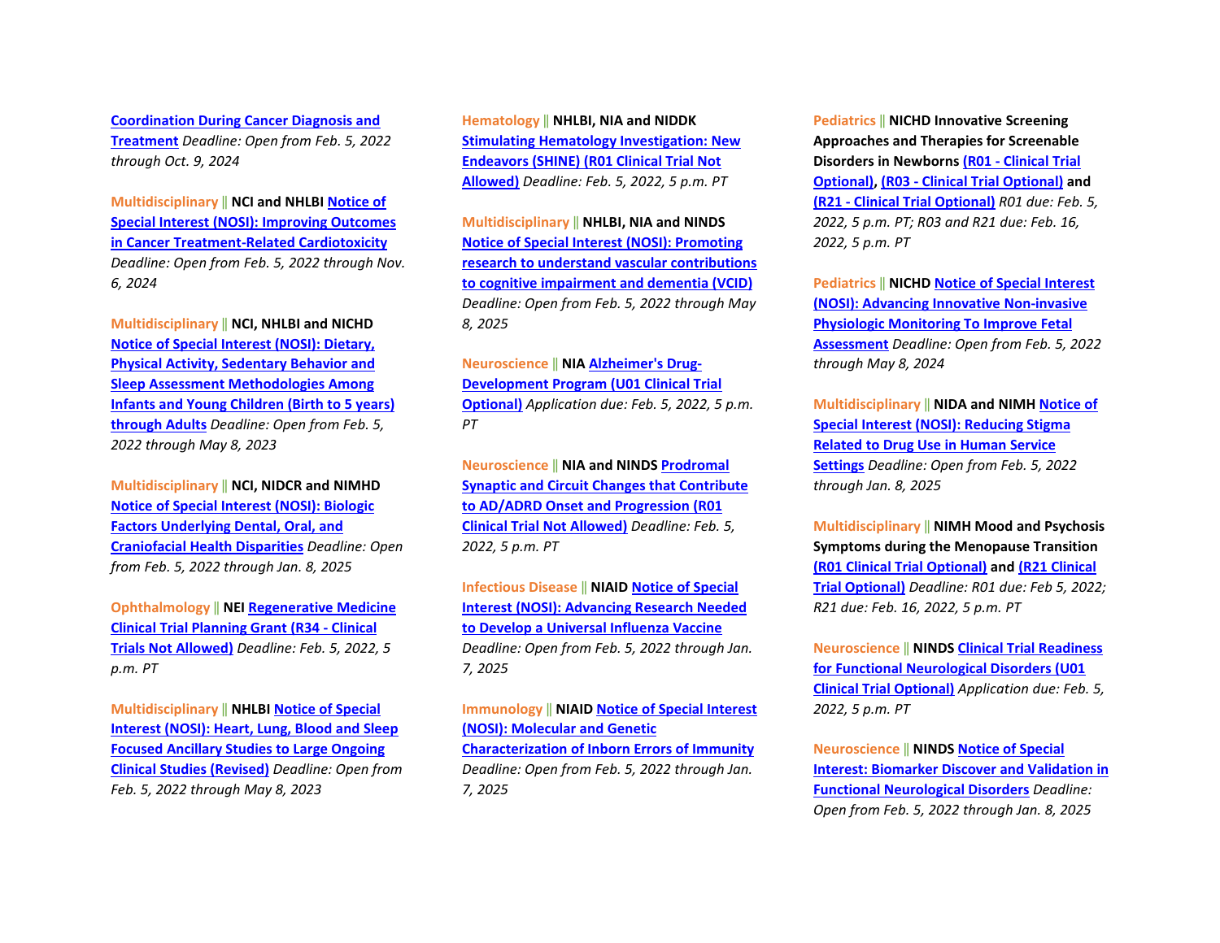**Coordination During Cancer Diagnosis and Treatment** *Deadline: Open from Feb. 5, 2022 through Oct. 9, 2024*

Multidisciplinary || **NCI and NHLBI** **Notice of Special Interest (NOSI): Improving Outcomes in Cancer Treatment-Related Cardiotoxicity** *Deadline: Open from Feb. 5, 2022 through Nov. 6, 2024*

Multidisciplinary || **NCI, NHLBI and NICHD** **Notice of Special Interest (NOSI): Dietary, Physical Activity, Sedentary Behavior and Sleep Assessment Methodologies Among Infants and Young Children (Birth to 5 years) through Adults** *Deadline: Open from Feb. 5, 2022 through May 8, 2023*

Multidisciplinary || **NCI, NIDCR and NIMHD** **Notice of Special Interest (NOSI): Biologic Factors Underlying Dental, Oral, and Craniofacial Health Disparities** *Deadline: Open from Feb. 5, 2022 through Jan. 8, 2025*

Ophthalmology || **NEI** **Regenerative Medicine Clinical Trial Planning Grant (R34 - Clinical Trials Not Allowed)** *Deadline: Feb. 5, 2022, 5 p.m. PT*

Multidisciplinary || **NHLBI** **Notice of Special Interest (NOSI): Heart, Lung, Blood and Sleep Focused Ancillary Studies to Large Ongoing Clinical Studies (Revised)** *Deadline: Open from Feb. 5, 2022 through May 8, 2023*

Hematology || **NHLBI, NIA and NIDDK** **Stimulating Hematology Investigation: New Endeavors (SHINE) (R01 Clinical Trial Not Allowed)** *Deadline: Feb. 5, 2022, 5 p.m. PT*

Multidisciplinary || **NHLBI, NIA and NINDS** **Notice of Special Interest (NOSI): Promoting research to understand vascular contributions to cognitive impairment and dementia (VCID)** *Deadline: Open from Feb. 5, 2022 through May 8, 2025*

Neuroscience || **NIA** **Alzheimer's Drug-Development Program (U01 Clinical Trial Optional)** *Application due: Feb. 5, 2022, 5 p.m. PT*

Neuroscience || **NIA and NINDS** **Prodromal Synaptic and Circuit Changes that Contribute to AD/ADRD Onset and Progression (R01 Clinical Trial Not Allowed)** *Deadline: Feb. 5, 2022, 5 p.m. PT*

Infectious Disease || **NIAID** **Notice of Special Interest (NOSI): Advancing Research Needed to Develop a Universal Influenza Vaccine** *Deadline: Open from Feb. 5, 2022 through Jan. 7, 2025*

Immunology || **NIAID** **Notice of Special Interest (NOSI): Molecular and Genetic Characterization of Inborn Errors of Immunity** *Deadline: Open from Feb. 5, 2022 through Jan. 7, 2025*

Pediatrics || **NICHD Innovative Screening Approaches and Therapies for Screenable Disorders in Newborns** **(R01 - Clinical Trial Optional)**, **(R03 - Clinical Trial Optional)** and **(R21 - Clinical Trial Optional)** *R01 due: Feb. 5, 2022, 5 p.m. PT; R03 and R21 due: Feb. 16, 2022, 5 p.m. PT*

Pediatrics || **NICHD** **Notice of Special Interest (NOSI): Advancing Innovative Non-invasive Physiologic Monitoring To Improve Fetal Assessment** *Deadline: Open from Feb. 5, 2022 through May 8, 2024*

Multidisciplinary || **NIDA and NIMH** **Notice of Special Interest (NOSI): Reducing Stigma Related to Drug Use in Human Service Settings** *Deadline: Open from Feb. 5, 2022 through Jan. 8, 2025*

Multidisciplinary || **NIMH Mood and Psychosis Symptoms during the Menopause Transition** **(R01 Clinical Trial Optional)** and **(R21 Clinical Trial Optional)** *Deadline: R01 due: Feb 5, 2022; R21 due: Feb. 16, 2022, 5 p.m. PT*

Neuroscience || **NINDS** **Clinical Trial Readiness for Functional Neurological Disorders (U01 Clinical Trial Optional)** *Application due: Feb. 5, 2022, 5 p.m. PT*

Neuroscience || **NINDS** **Notice of Special Interest: Biomarker Discover and Validation in Functional Neurological Disorders** *Deadline: Open from Feb. 5, 2022 through Jan. 8, 2025*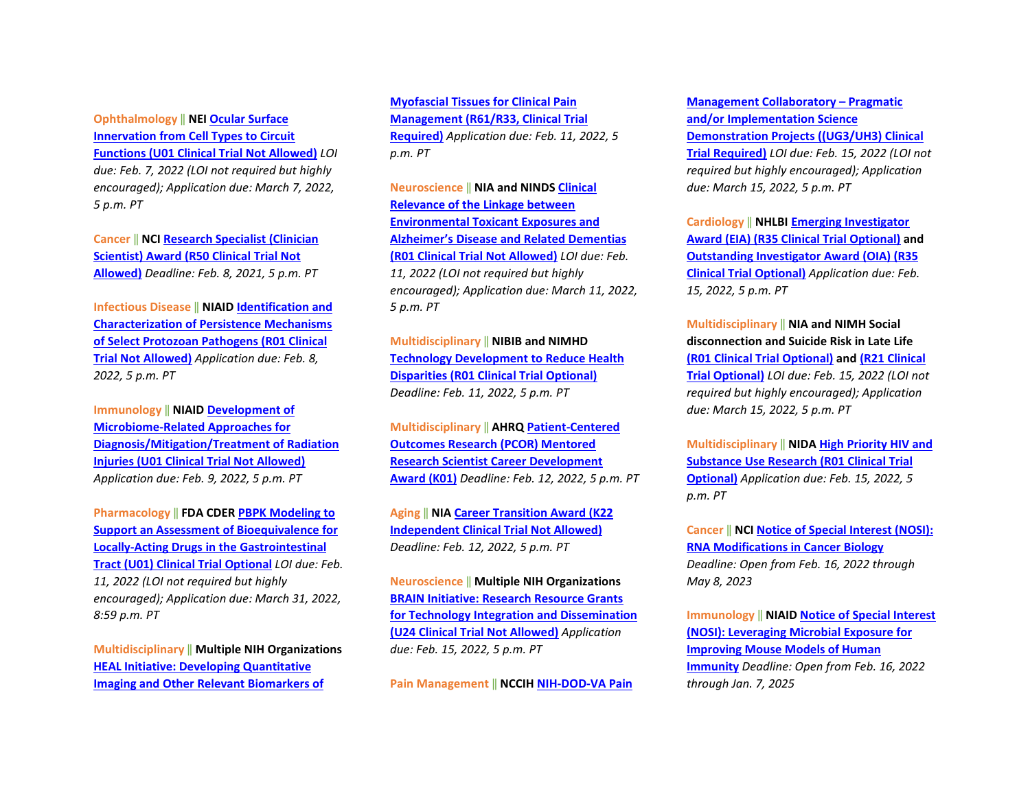**Ophthalmology** || **NEI** Ocular Surface Innervation from Cell Types to Circuit Functions (U01 Clinical Trial Not Allowed) *LOI due: Feb. 7, 2022 (LOI not required but highly encouraged); Application due: March 7, 2022, 5 p.m. PT*

**Cancer** || **NCI** Research Specialist (Clinician Scientist) Award (R50 Clinical Trial Not Allowed) *Deadline: Feb. 8, 2021, 5 p.m. PT*

**Infectious Disease** || **NIAID** Identification and Characterization of Persistence Mechanisms of Select Protozoan Pathogens (R01 Clinical Trial Not Allowed) *Application due: Feb. 8, 2022, 5 p.m. PT*

**Immunology** || **NIAID** Development of Microbiome-Related Approaches for Diagnosis/Mitigation/Treatment of Radiation Injuries (U01 Clinical Trial Not Allowed) *Application due: Feb. 9, 2022, 5 p.m. PT*

**Pharmacology** || **FDA CDER** PBPK Modeling to Support an Assessment of Bioequivalence for Locally-Acting Drugs in the Gastrointestinal Tract (U01) Clinical Trial Optional *LOI due: Feb. 11, 2022 (LOI not required but highly encouraged); Application due: March 31, 2022, 8:59 p.m. PT*

**Multidisciplinary** || **Multiple NIH Organizations** HEAL Initiative: Developing Quantitative Imaging and Other Relevant Biomarkers of Myofascial Tissues for Clinical Pain Management (R61/R33, Clinical Trial Required) *Application due: Feb. 11, 2022, 5 p.m. PT*

**Neuroscience** || **NIA and NINDS** Clinical Relevance of the Linkage between Environmental Toxicant Exposures and Alzheimer's Disease and Related Dementias (R01 Clinical Trial Not Allowed) *LOI due: Feb. 11, 2022 (LOI not required but highly encouraged); Application due: March 11, 2022, 5 p.m. PT*

**Multidisciplinary** || **NIBIB and NIMHD** Technology Development to Reduce Health Disparities (R01 Clinical Trial Optional) *Deadline: Feb. 11, 2022, 5 p.m. PT*

**Multidisciplinary** || **AHRQ** Patient-Centered Outcomes Research (PCOR) Mentored Research Scientist Career Development Award (K01) *Deadline: Feb. 12, 2022, 5 p.m. PT*

**Aging** || **NIA** Career Transition Award (K22 Independent Clinical Trial Not Allowed) *Deadline: Feb. 12, 2022, 5 p.m. PT*

**Neuroscience** || **Multiple NIH Organizations** BRAIN Initiative: Research Resource Grants for Technology Integration and Dissemination (U24 Clinical Trial Not Allowed) *Application due: Feb. 15, 2022, 5 p.m. PT*

**Pain Management** || **NCCIH** NIH-DOD-VA Pain Management Collaboratory – Pragmatic and/or Implementation Science Demonstration Projects ((UG3/UH3) Clinical Trial Required) *LOI due: Feb. 15, 2022 (LOI not required but highly encouraged); Application due: March 15, 2022, 5 p.m. PT*

**Cardiology** || **NHLBI** Emerging Investigator Award (EIA) (R35 Clinical Trial Optional) **and** Outstanding Investigator Award (OIA) (R35 Clinical Trial Optional) *Application due: Feb. 15, 2022, 5 p.m. PT*

**Multidisciplinary** || **NIA and NIMH Social disconnection and Suicide Risk in Late Life** (R01 Clinical Trial Optional) **and** (R21 Clinical Trial Optional) *LOI due: Feb. 15, 2022 (LOI not required but highly encouraged); Application due: March 15, 2022, 5 p.m. PT*

**Multidisciplinary** || **NIDA** High Priority HIV and Substance Use Research (R01 Clinical Trial Optional) *Application due: Feb. 15, 2022, 5 p.m. PT*

**Cancer** || **NCI** Notice of Special Interest (NOSI): RNA Modifications in Cancer Biology *Deadline: Open from Feb. 16, 2022 through May 8, 2023*

**Immunology** || **NIAID** Notice of Special Interest (NOSI): Leveraging Microbial Exposure for Improving Mouse Models of Human Immunity *Deadline: Open from Feb. 16, 2022 through Jan. 7, 2025*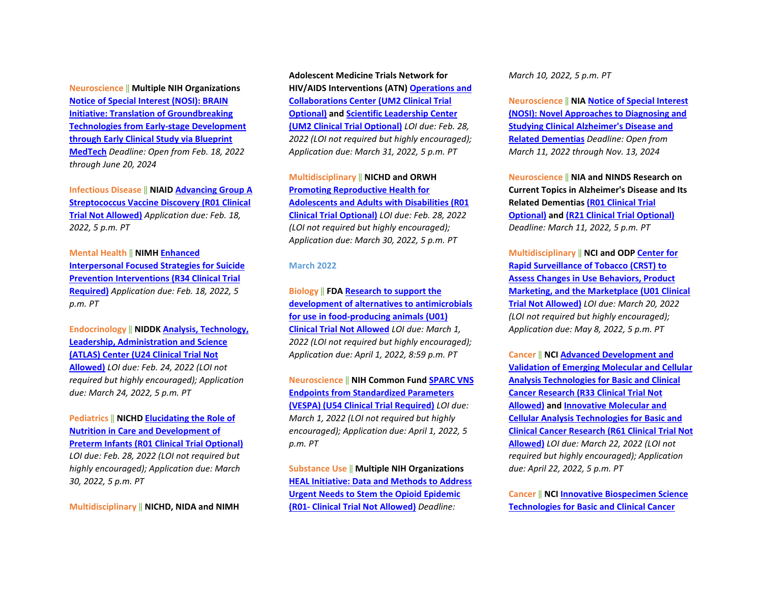**Neuroscience** || **Multiple NIH Organizations** Notice of Special Interest (NOSI): BRAIN Initiative: Translation of Groundbreaking Technologies from Early-stage Development through Early Clinical Study via Blueprint MedTech *Deadline: Open from Feb. 18, 2022 through June 20, 2024*

**Infectious Disease** || **NIAID** Advancing Group A Streptococcus Vaccine Discovery (R01 Clinical Trial Not Allowed) *Application due: Feb. 18, 2022, 5 p.m. PT*

**Mental Health** || **NIMH** Enhanced Interpersonal Focused Strategies for Suicide Prevention Interventions (R34 Clinical Trial Required) *Application due: Feb. 18, 2022, 5 p.m. PT*

**Endocrinology** || **NIDDK** Analysis, Technology, Leadership, Administration and Science (ATLAS) Center (U24 Clinical Trial Not Allowed) *LOI due: Feb. 24, 2022 (LOI not required but highly encouraged); Application due: March 24, 2022, 5 p.m. PT*

**Pediatrics** || **NICHD** Elucidating the Role of Nutrition in Care and Development of Preterm Infants (R01 Clinical Trial Optional) *LOI due: Feb. 28, 2022 (LOI not required but highly encouraged); Application due: March 30, 2022, 5 p.m. PT*

**Multidisciplinary** || **NICHD, NIDA and NIMH Adolescent Medicine Trials Network for HIV/AIDS Interventions (ATN)** Operations and Collaborations Center (UM2 Clinical Trial Optional) **and** Scientific Leadership Center (UM2 Clinical Trial Optional) *LOI due: Feb. 28, 2022 (LOI not required but highly encouraged); Application due: March 31, 2022, 5 p.m. PT*

**Multidisciplinary** || **NICHD and ORWH** Promoting Reproductive Health for Adolescents and Adults with Disabilities (R01 Clinical Trial Optional) *LOI due: Feb. 28, 2022 (LOI not required but highly encouraged); Application due: March 30, 2022, 5 p.m. PT*

## March 2022

**Biology** || **FDA** Research to support the development of alternatives to antimicrobials for use in food-producing animals (U01) Clinical Trial Not Allowed *LOI due: March 1, 2022 (LOI not required but highly encouraged); Application due: April 1, 2022, 8:59 p.m. PT*

**Neuroscience** || **NIH Common Fund** SPARC VNS Endpoints from Standardized Parameters (VESPA) (U54 Clinical Trial Required) *LOI due: March 1, 2022 (LOI not required but highly encouraged); Application due: April 1, 2022, 5 p.m. PT*

**Substance Use** || **Multiple NIH Organizations** HEAL Initiative: Data and Methods to Address Urgent Needs to Stem the Opioid Epidemic (R01- Clinical Trial Not Allowed) *Deadline: March 10, 2022, 5 p.m. PT*

**Neuroscience** || **NIA** Notice of Special Interest (NOSI): Novel Approaches to Diagnosing and Studying Clinical Alzheimer's Disease and Related Dementias *Deadline: Open from March 11, 2022 through Nov. 13, 2024*

**Neuroscience** || **NIA and NINDS Research on Current Topics in Alzheimer's Disease and Its Related Dementias** (R01 Clinical Trial Optional) **and** (R21 Clinical Trial Optional) *Deadline: March 11, 2022, 5 p.m. PT*

**Multidisciplinary** || **NCI and ODP** Center for Rapid Surveillance of Tobacco (CRST) to Assess Changes in Use Behaviors, Product Marketing, and the Marketplace (U01 Clinical Trial Not Allowed) *LOI due: March 20, 2022 (LOI not required but highly encouraged); Application due: May 8, 2022, 5 p.m. PT*

**Cancer** || **NCI** Advanced Development and Validation of Emerging Molecular and Cellular Analysis Technologies for Basic and Clinical Cancer Research (R33 Clinical Trial Not Allowed) **and** Innovative Molecular and Cellular Analysis Technologies for Basic and Clinical Cancer Research (R61 Clinical Trial Not Allowed) *LOI due: March 22, 2022 (LOI not required but highly encouraged); Application due: April 22, 2022, 5 p.m. PT*

**Cancer** || **NCI** Innovative Biospecimen Science Technologies for Basic and Clinical Cancer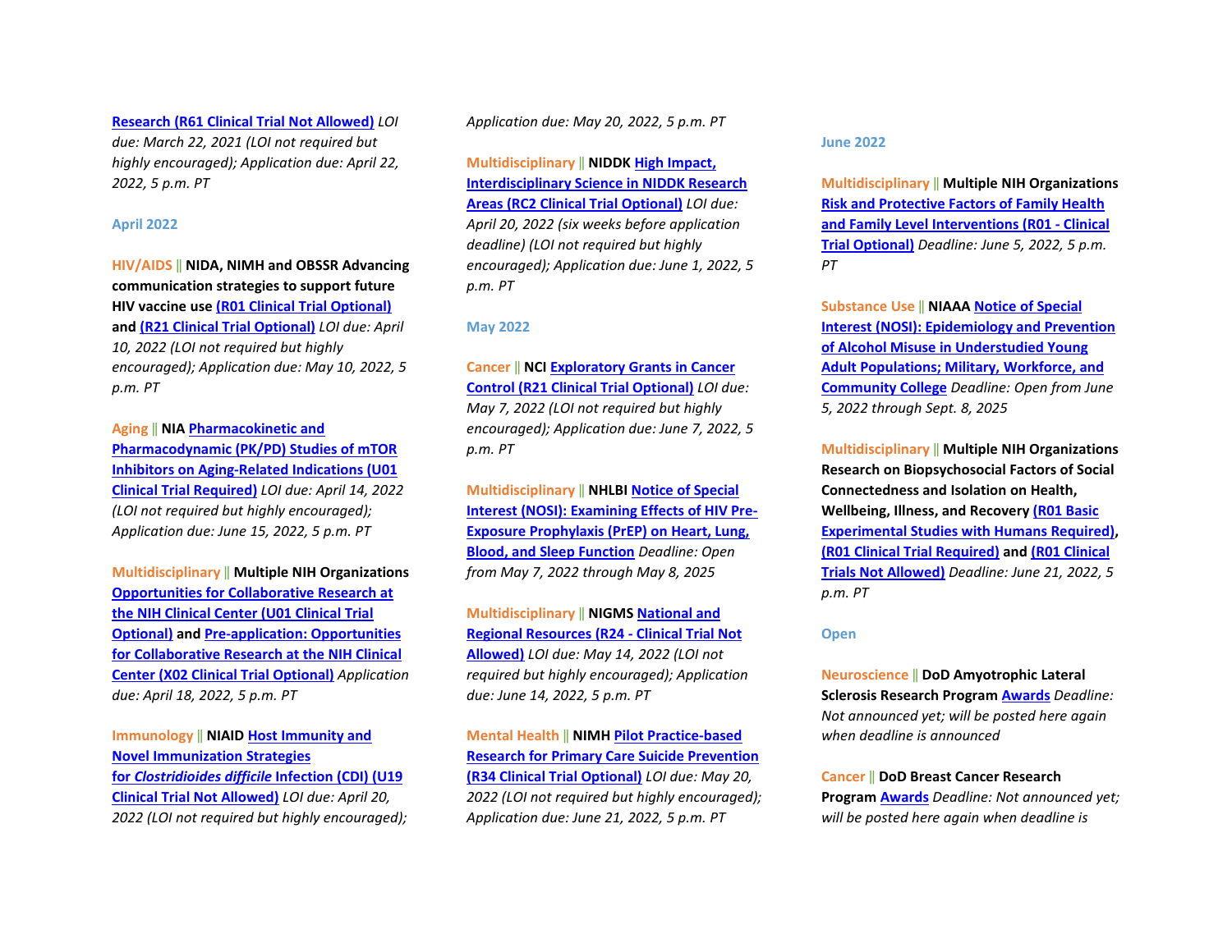**Research (R61 Clinical Trial Not Allowed)** *LOI due: March 22, 2021 (LOI not required but highly encouraged); Application due: April 22, 2022, 5 p.m. PT*

### April 2022

HIV/AIDS || **NIDA, NIMH and OBSSR Advancing communication strategies to support future HIV vaccine use (R01 Clinical Trial Optional) and (R21 Clinical Trial Optional)** *LOI due: April 10, 2022 (LOI not required but highly encouraged); Application due: May 10, 2022, 5 p.m. PT*

Aging || **NIA Pharmacokinetic and Pharmacodynamic (PK/PD) Studies of mTOR Inhibitors on Aging-Related Indications (U01 Clinical Trial Required)** *LOI due: April 14, 2022 (LOI not required but highly encouraged); Application due: June 15, 2022, 5 p.m. PT*

Multidisciplinary || **Multiple NIH Organizations Opportunities for Collaborative Research at the NIH Clinical Center (U01 Clinical Trial Optional) and Pre-application: Opportunities for Collaborative Research at the NIH Clinical Center (X02 Clinical Trial Optional)** *Application due: April 18, 2022, 5 p.m. PT*

Immunology || **NIAID Host Immunity and Novel Immunization Strategies for *Clostridioides difficile* Infection (CDI) (U19 Clinical Trial Not Allowed)** *LOI due: April 20, 2022 (LOI not required but highly encouraged); Application due: May 20, 2022, 5 p.m. PT*

Multidisciplinary || **NIDDK High Impact, Interdisciplinary Science in NIDDK Research Areas (RC2 Clinical Trial Optional)** *LOI due: April 20, 2022 (six weeks before application deadline) (LOI not required but highly encouraged); Application due: June 1, 2022, 5 p.m. PT*

### May 2022

Cancer || **NCI Exploratory Grants in Cancer Control (R21 Clinical Trial Optional)** *LOI due: May 7, 2022 (LOI not required but highly encouraged); Application due: June 7, 2022, 5 p.m. PT*

Multidisciplinary || **NHLBI Notice of Special Interest (NOSI): Examining Effects of HIV Pre-Exposure Prophylaxis (PrEP) on Heart, Lung, Blood, and Sleep Function** *Deadline: Open from May 7, 2022 through May 8, 2025*

Multidisciplinary || **NIGMS National and Regional Resources (R24 - Clinical Trial Not Allowed)** *LOI due: May 14, 2022 (LOI not required but highly encouraged); Application due: June 14, 2022, 5 p.m. PT*

Mental Health || **NIMH Pilot Practice-based Research for Primary Care Suicide Prevention (R34 Clinical Trial Optional)** *LOI due: May 20, 2022 (LOI not required but highly encouraged); Application due: June 21, 2022, 5 p.m. PT*

### June 2022

Multidisciplinary || **Multiple NIH Organizations Risk and Protective Factors of Family Health and Family Level Interventions (R01 - Clinical Trial Optional)** *Deadline: June 5, 2022, 5 p.m. PT*

Substance Use || **NIAAA Notice of Special Interest (NOSI): Epidemiology and Prevention of Alcohol Misuse in Understudied Young Adult Populations; Military, Workforce, and Community College** *Deadline: Open from June 5, 2022 through Sept. 8, 2025*

Multidisciplinary || **Multiple NIH Organizations Research on Biopsychosocial Factors of Social Connectedness and Isolation on Health, Wellbeing, Illness, and Recovery (R01 Basic Experimental Studies with Humans Required), (R01 Clinical Trial Required) and (R01 Clinical Trials Not Allowed)** *Deadline: June 21, 2022, 5 p.m. PT*

### Open

Neuroscience || **DoD Amyotrophic Lateral Sclerosis Research Program Awards** *Deadline: Not announced yet; will be posted here again when deadline is announced*

Cancer || **DoD Breast Cancer Research Program Awards** *Deadline: Not announced yet; will be posted here again when deadline is*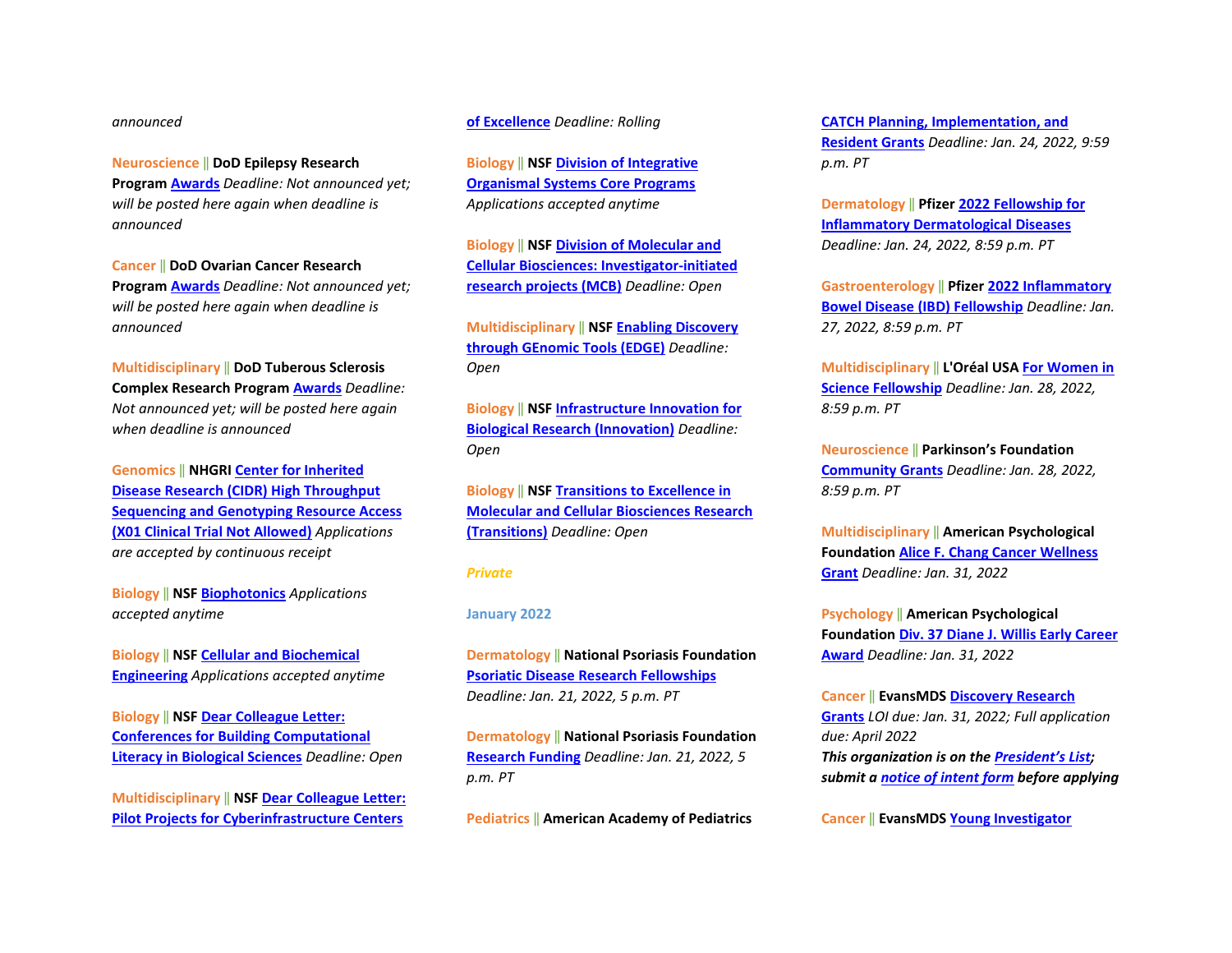*announced*

Neuroscience || **DoD Epilepsy Research Program** Awards *Deadline: Not announced yet; will be posted here again when deadline is announced*

Cancer || **DoD Ovarian Cancer Research Program** Awards *Deadline: Not announced yet; will be posted here again when deadline is announced*

Multidisciplinary || **DoD Tuberous Sclerosis Complex Research Program** Awards *Deadline: Not announced yet; will be posted here again when deadline is announced*

Genomics || **NHGRI** Center for Inherited Disease Research (CIDR) High Throughput Sequencing and Genotyping Resource Access (X01 Clinical Trial Not Allowed) *Applications are accepted by continuous receipt*

Biology || **NSF** Biophotonics *Applications accepted anytime*

Biology || **NSF** Cellular and Biochemical Engineering *Applications accepted anytime*

Biology || **NSF** Dear Colleague Letter: Conferences for Building Computational Literacy in Biological Sciences *Deadline: Open*

Multidisciplinary || **NSF** Dear Colleague Letter: Pilot Projects for Cyberinfrastructure Centers of Excellence *Deadline: Rolling*

Biology || **NSF** Division of Integrative Organismal Systems Core Programs *Applications accepted anytime*

Biology || **NSF** Division of Molecular and Cellular Biosciences: Investigator-initiated research projects (MCB) *Deadline: Open*

Multidisciplinary || **NSF** Enabling Discovery through GEnomic Tools (EDGE) *Deadline: Open*

Biology || **NSF** Infrastructure Innovation for Biological Research (Innovation) *Deadline: Open*

Biology || **NSF** Transitions to Excellence in Molecular and Cellular Biosciences Research (Transitions) *Deadline: Open*

## *Private*

### January 2022

Dermatology || **National Psoriasis Foundation** Psoriatic Disease Research Fellowships *Deadline: Jan. 21, 2022, 5 p.m. PT*

Dermatology || **National Psoriasis Foundation** Research Funding *Deadline: Jan. 21, 2022, 5 p.m. PT*

Pediatrics || **American Academy of Pediatrics** CATCH Planning, Implementation, and Resident Grants *Deadline: Jan. 24, 2022, 9:59 p.m. PT*

Dermatology || **Pfizer** 2022 Fellowship for Inflammatory Dermatological Diseases *Deadline: Jan. 24, 2022, 8:59 p.m. PT*

Gastroenterology || **Pfizer** 2022 Inflammatory Bowel Disease (IBD) Fellowship *Deadline: Jan. 27, 2022, 8:59 p.m. PT*

Multidisciplinary || **L'Oréal USA** For Women in Science Fellowship *Deadline: Jan. 28, 2022, 8:59 p.m. PT*

Neuroscience || **Parkinson's Foundation** Community Grants *Deadline: Jan. 28, 2022, 8:59 p.m. PT*

Multidisciplinary || **American Psychological Foundation** Alice F. Chang Cancer Wellness Grant *Deadline: Jan. 31, 2022*

Psychology || **American Psychological Foundation** Div. 37 Diane J. Willis Early Career Award *Deadline: Jan. 31, 2022*

Cancer || **EvansMDS** Discovery Research Grants *LOI due: Jan. 31, 2022; Full application due: April 2022*
***This organization is on the President's List; submit a notice of intent form before applying***

Cancer || **EvansMDS** Young Investigator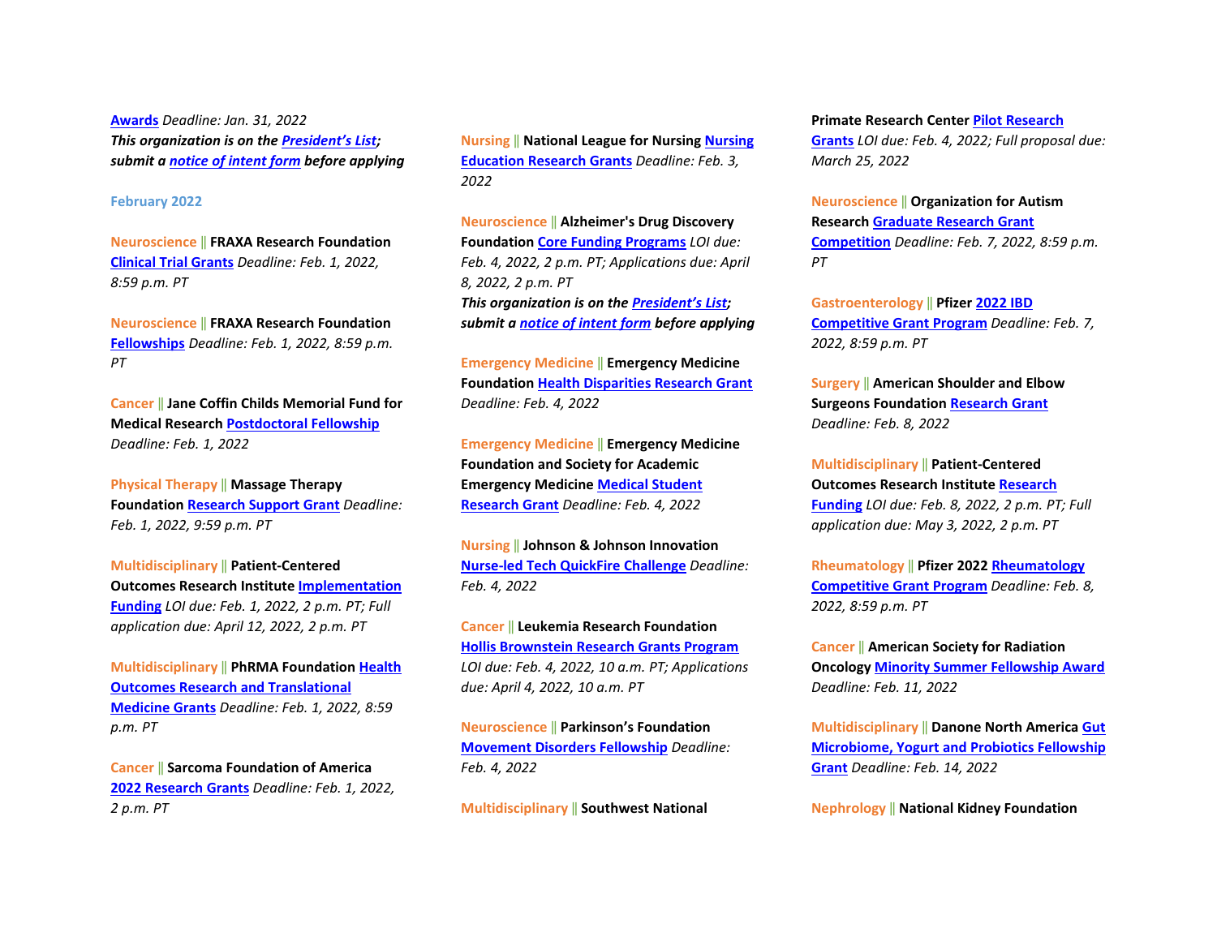**Awards** *Deadline: Jan. 31, 2022*
***This organization is on the President's List; submit a notice of intent form before applying***

### February 2022

Neuroscience || **FRAXA Research Foundation** Clinical Trial Grants *Deadline: Feb. 1, 2022, 8:59 p.m. PT*

Neuroscience || **FRAXA Research Foundation** Fellowships *Deadline: Feb. 1, 2022, 8:59 p.m. PT*

Cancer || **Jane Coffin Childs Memorial Fund for Medical Research** Postdoctoral Fellowship *Deadline: Feb. 1, 2022*

Physical Therapy || **Massage Therapy Foundation** Research Support Grant *Deadline: Feb. 1, 2022, 9:59 p.m. PT*

Multidisciplinary || **Patient-Centered Outcomes Research Institute** Implementation Funding *LOI due: Feb. 1, 2022, 2 p.m. PT; Full application due: April 12, 2022, 2 p.m. PT*

Multidisciplinary || **PhRMA Foundation** Health Outcomes Research and Translational Medicine Grants *Deadline: Feb. 1, 2022, 8:59 p.m. PT*

Cancer || **Sarcoma Foundation of America** 2022 Research Grants *Deadline: Feb. 1, 2022, 2 p.m. PT*

Nursing || **National League for Nursing** Nursing Education Research Grants *Deadline: Feb. 3, 2022*

Neuroscience || **Alzheimer's Drug Discovery Foundation** Core Funding Programs *LOI due: Feb. 4, 2022, 2 p.m. PT; Applications due: April 8, 2022, 2 p.m. PT*
***This organization is on the President's List; submit a notice of intent form before applying***

Emergency Medicine || **Emergency Medicine Foundation** Health Disparities Research Grant *Deadline: Feb. 4, 2022*

Emergency Medicine || **Emergency Medicine Foundation and Society for Academic Emergency Medicine** Medical Student Research Grant *Deadline: Feb. 4, 2022*

Nursing || **Johnson & Johnson Innovation** Nurse-led Tech QuickFire Challenge *Deadline: Feb. 4, 2022*

Cancer || **Leukemia Research Foundation** Hollis Brownstein Research Grants Program *LOI due: Feb. 4, 2022, 10 a.m. PT; Applications due: April 4, 2022, 10 a.m. PT*

Neuroscience || **Parkinson's Foundation** Movement Disorders Fellowship *Deadline: Feb. 4, 2022*

Multidisciplinary || **Southwest National Primate Research Center** Pilot Research Grants *LOI due: Feb. 4, 2022; Full proposal due: March 25, 2022*

Neuroscience || **Organization for Autism Research** Graduate Research Grant Competition *Deadline: Feb. 7, 2022, 8:59 p.m. PT*

Gastroenterology || **Pfizer** 2022 IBD Competitive Grant Program *Deadline: Feb. 7, 2022, 8:59 p.m. PT*

Surgery || **American Shoulder and Elbow Surgeons Foundation** Research Grant *Deadline: Feb. 8, 2022*

Multidisciplinary || **Patient-Centered Outcomes Research Institute** Research Funding *LOI due: Feb. 8, 2022, 2 p.m. PT; Full application due: May 3, 2022, 2 p.m. PT*

Rheumatology || **Pfizer 2022** Rheumatology Competitive Grant Program *Deadline: Feb. 8, 2022, 8:59 p.m. PT*

Cancer || **American Society for Radiation Oncology** Minority Summer Fellowship Award *Deadline: Feb. 11, 2022*

Multidisciplinary || **Danone North America** Gut Microbiome, Yogurt and Probiotics Fellowship Grant *Deadline: Feb. 14, 2022*

Nephrology || **National Kidney Foundation**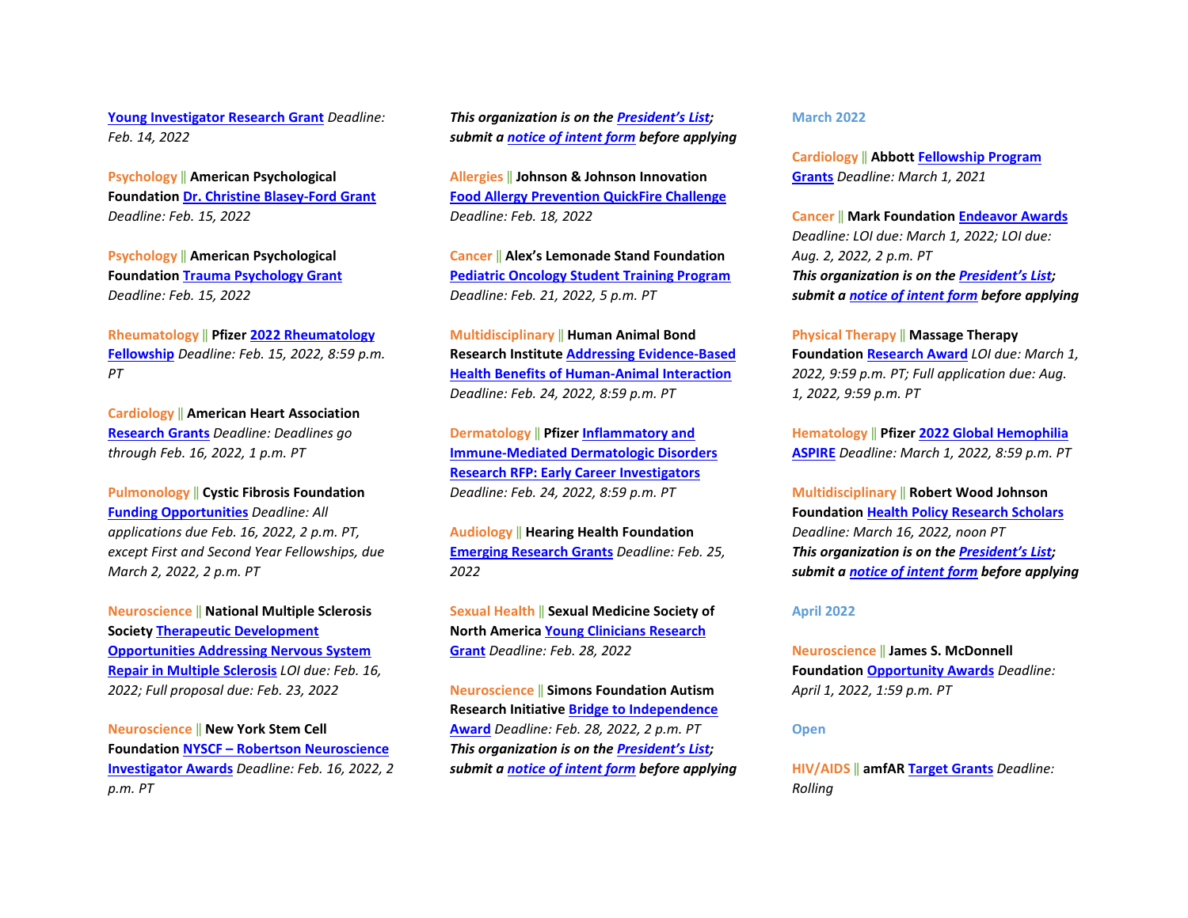[Young Investigator Research Grant](#) *Deadline: Feb. 14, 2022*

Psychology || **American Psychological Foundation** [Dr. Christine Blasey-Ford Grant](#) *Deadline: Feb. 15, 2022*

Psychology || **American Psychological Foundation** [Trauma Psychology Grant](#) *Deadline: Feb. 15, 2022*

Rheumatology || **Pfizer** [2022 Rheumatology Fellowship](#) *Deadline: Feb. 15, 2022, 8:59 p.m. PT*

Cardiology || **American Heart Association** [Research Grants](#) *Deadline: Deadlines go through Feb. 16, 2022, 1 p.m. PT*

Pulmonology || **Cystic Fibrosis Foundation** [Funding Opportunities](#) *Deadline: All applications due Feb. 16, 2022, 2 p.m. PT, except First and Second Year Fellowships, due March 2, 2022, 2 p.m. PT*

Neuroscience || **National Multiple Sclerosis Society** [Therapeutic Development Opportunities Addressing Nervous System Repair in Multiple Sclerosis](#) *LOI due: Feb. 16, 2022; Full proposal due: Feb. 23, 2022*

Neuroscience || **New York Stem Cell Foundation** [NYSCF – Robertson Neuroscience Investigator Awards](#) *Deadline: Feb. 16, 2022, 2 p.m. PT*

***This organization is on the [President's List](#); submit a [notice of intent form](#) before applying***

Allergies || **Johnson & Johnson Innovation** [Food Allergy Prevention QuickFire Challenge](#) *Deadline: Feb. 18, 2022*

Cancer || **Alex's Lemonade Stand Foundation** [Pediatric Oncology Student Training Program](#) *Deadline: Feb. 21, 2022, 5 p.m. PT*

Multidisciplinary || **Human Animal Bond Research Institute** [Addressing Evidence-Based Health Benefits of Human-Animal Interaction](#) *Deadline: Feb. 24, 2022, 8:59 p.m. PT*

Dermatology || **Pfizer** [Inflammatory and Immune-Mediated Dermatologic Disorders Research RFP: Early Career Investigators](#) *Deadline: Feb. 24, 2022, 8:59 p.m. PT*

Audiology || **Hearing Health Foundation** [Emerging Research Grants](#) *Deadline: Feb. 25, 2022*

Sexual Health || **Sexual Medicine Society of North America** [Young Clinicians Research Grant](#) *Deadline: Feb. 28, 2022*

Neuroscience || **Simons Foundation Autism Research Initiative** [Bridge to Independence Award](#) *Deadline: Feb. 28, 2022, 2 p.m. PT*
***This organization is on the [President's List](#); submit a [notice of intent form](#) before applying***

## March 2022

Cardiology || **Abbott** [Fellowship Program Grants](#) *Deadline: March 1, 2021*

Cancer || **Mark Foundation** [Endeavor Awards](#) *Deadline: LOI due: March 1, 2022; LOI due: Aug. 2, 2022, 2 p.m. PT*
***This organization is on the [President's List](#); submit a [notice of intent form](#) before applying***

Physical Therapy || **Massage Therapy Foundation** [Research Award](#) *LOI due: March 1, 2022, 9:59 p.m. PT; Full application due: Aug. 1, 2022, 9:59 p.m. PT*

Hematology || **Pfizer** [2022 Global Hemophilia ASPIRE](#) *Deadline: March 1, 2022, 8:59 p.m. PT*

Multidisciplinary || **Robert Wood Johnson Foundation** [Health Policy Research Scholars](#) *Deadline: March 16, 2022, noon PT*
***This organization is on the [President's List](#); submit a [notice of intent form](#) before applying***

## April 2022

Neuroscience || **James S. McDonnell Foundation** [Opportunity Awards](#) *Deadline: April 1, 2022, 1:59 p.m. PT*

## Open

HIV/AIDS || **amfAR** [Target Grants](#) *Deadline: Rolling*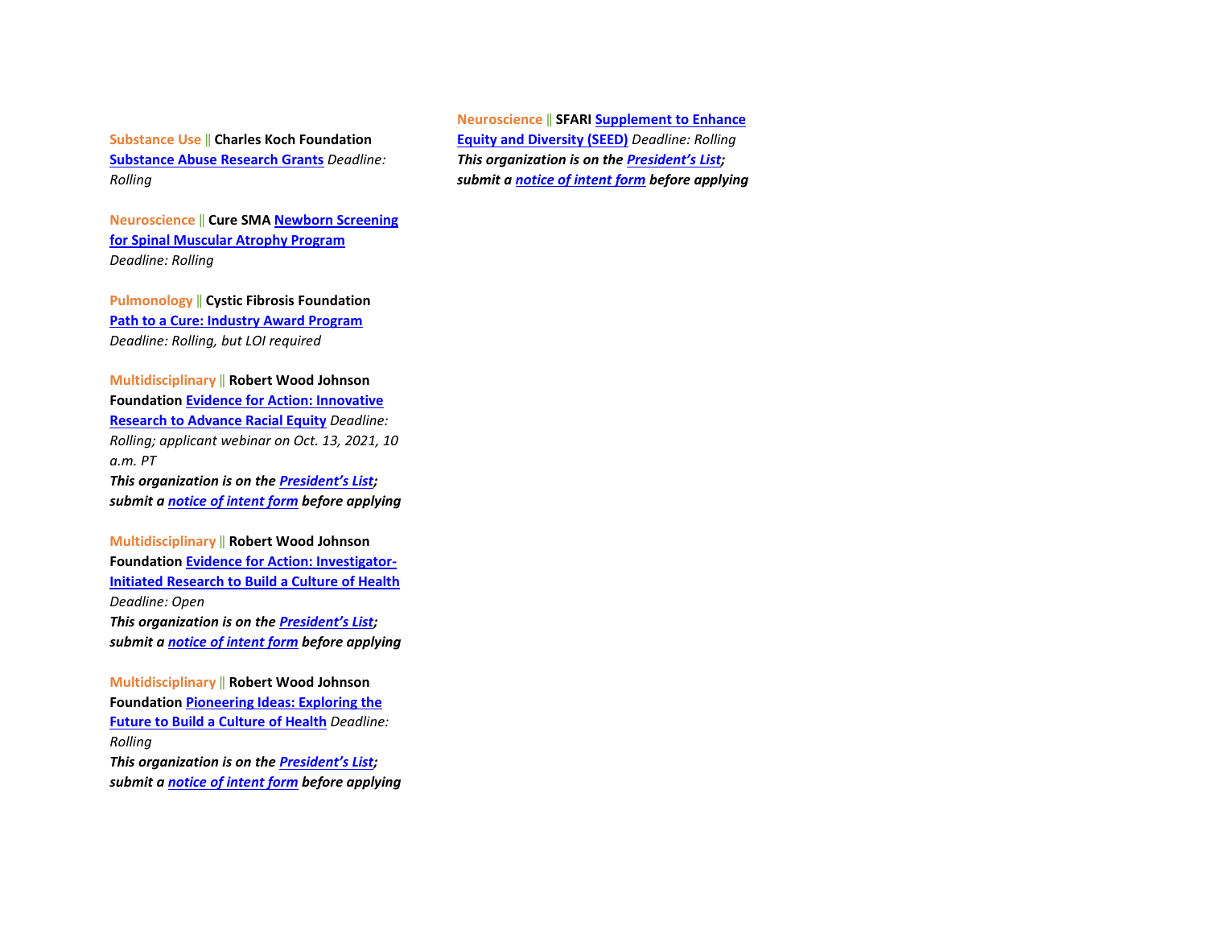Substance Use || **Charles Koch Foundation** **Substance Abuse Research Grants** *Deadline: Rolling*

Neuroscience || **Cure SMA** **Newborn Screening for Spinal Muscular Atrophy Program** *Deadline: Rolling*

Pulmonology || **Cystic Fibrosis Foundation** **Path to a Cure: Industry Award Program** *Deadline: Rolling, but LOI required*

Multidisciplinary || **Robert Wood Johnson Foundation** **Evidence for Action: Innovative Research to Advance Racial Equity** *Deadline: Rolling; applicant webinar on Oct. 13, 2021, 10 a.m. PT*
***This organization is on the President's List; submit a notice of intent form before applying***

Multidisciplinary || **Robert Wood Johnson Foundation** **Evidence for Action: Investigator-Initiated Research to Build a Culture of Health** *Deadline: Open*
***This organization is on the President's List; submit a notice of intent form before applying***

Multidisciplinary || **Robert Wood Johnson Foundation** **Pioneering Ideas: Exploring the Future to Build a Culture of Health** *Deadline: Rolling*
***This organization is on the President's List; submit a notice of intent form before applying***

Neuroscience || **SFARI** **Supplement to Enhance Equity and Diversity (SEED)** *Deadline: Rolling*
***This organization is on the President's List; submit a notice of intent form before applying***